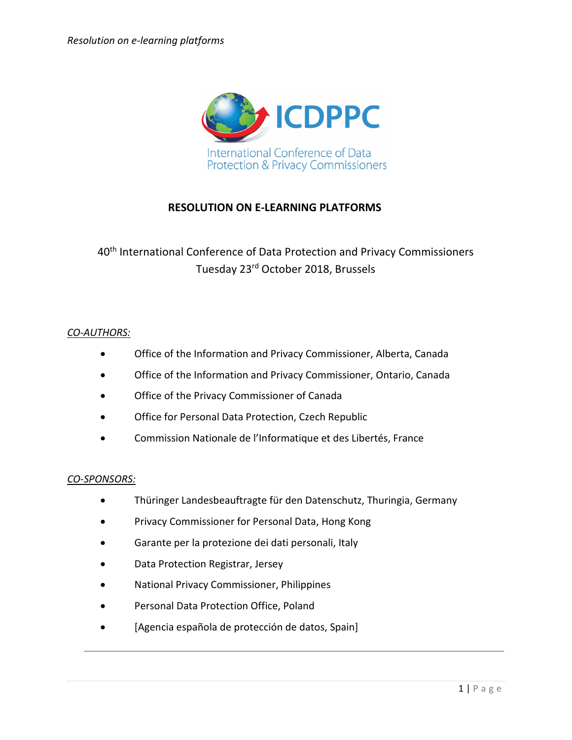ICDPPC

International Conference of Data Protection & Privacy Commissioners

# RESOLUTION ON E-LEARNING PLATFORMS

40th International Conference of Data Protection and Privacy Commissioners
Tuesday 23rd October 2018, Brussels

*CO-AUTHORS:*

- Office of the Information and Privacy Commissioner, Alberta, Canada
- Office of the Information and Privacy Commissioner, Ontario, Canada
- Office of the Privacy Commissioner of Canada
- Office for Personal Data Protection, Czech Republic
- Commission Nationale de l'Informatique et des Libertés, France

*CO-SPONSORS:*

- Thüringer Landesbeauftragte für den Datenschutz, Thuringia, Germany
- Privacy Commissioner for Personal Data, Hong Kong
- Garante per la protezione dei dati personali, Italy
- Data Protection Registrar, Jersey
- National Privacy Commissioner, Philippines
- Personal Data Protection Office, Poland
- [Agencia española de protección de datos, Spain]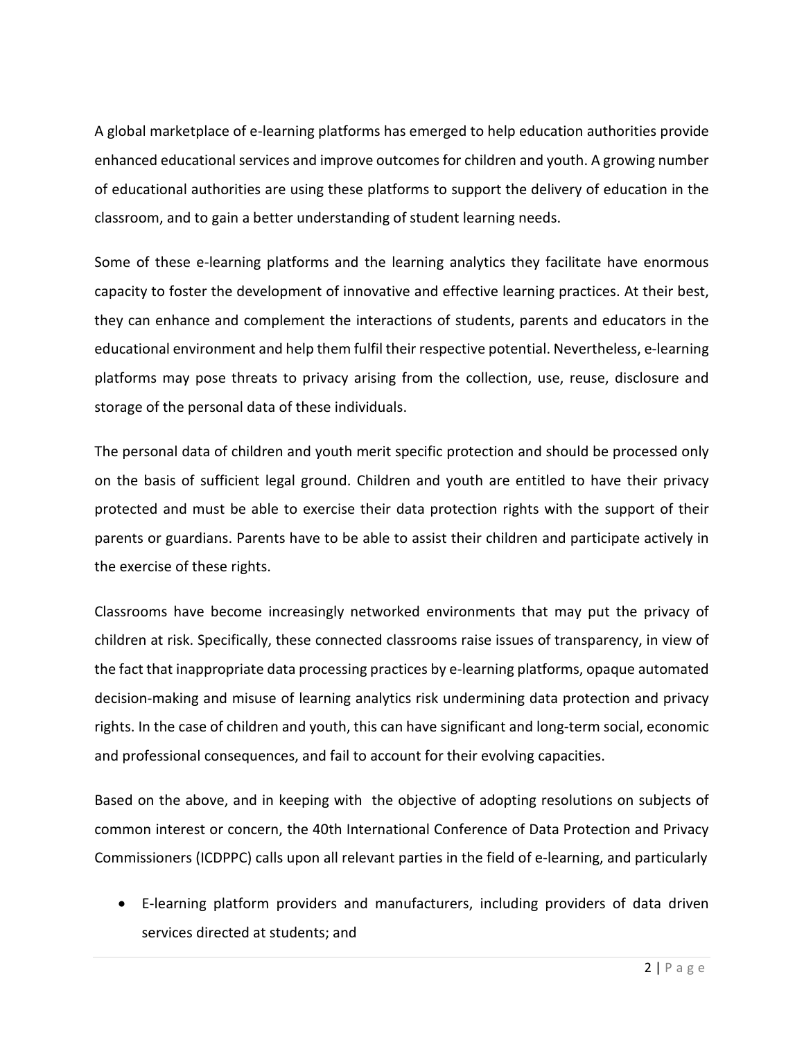A global marketplace of e-learning platforms has emerged to help education authorities provide enhanced educational services and improve outcomes for children and youth. A growing number of educational authorities are using these platforms to support the delivery of education in the classroom, and to gain a better understanding of student learning needs.

Some of these e-learning platforms and the learning analytics they facilitate have enormous capacity to foster the development of innovative and effective learning practices. At their best, they can enhance and complement the interactions of students, parents and educators in the educational environment and help them fulfil their respective potential. Nevertheless, e-learning platforms may pose threats to privacy arising from the collection, use, reuse, disclosure and storage of the personal data of these individuals.

The personal data of children and youth merit specific protection and should be processed only on the basis of sufficient legal ground. Children and youth are entitled to have their privacy protected and must be able to exercise their data protection rights with the support of their parents or guardians. Parents have to be able to assist their children and participate actively in the exercise of these rights.

Classrooms have become increasingly networked environments that may put the privacy of children at risk. Specifically, these connected classrooms raise issues of transparency, in view of the fact that inappropriate data processing practices by e-learning platforms, opaque automated decision-making and misuse of learning analytics risk undermining data protection and privacy rights. In the case of children and youth, this can have significant and long-term social, economic and professional consequences, and fail to account for their evolving capacities.

Based on the above, and in keeping with the objective of adopting resolutions on subjects of common interest or concern, the 40th International Conference of Data Protection and Privacy Commissioners (ICDPPC) calls upon all relevant parties in the field of e-learning, and particularly

- E-learning platform providers and manufacturers, including providers of data driven services directed at students; and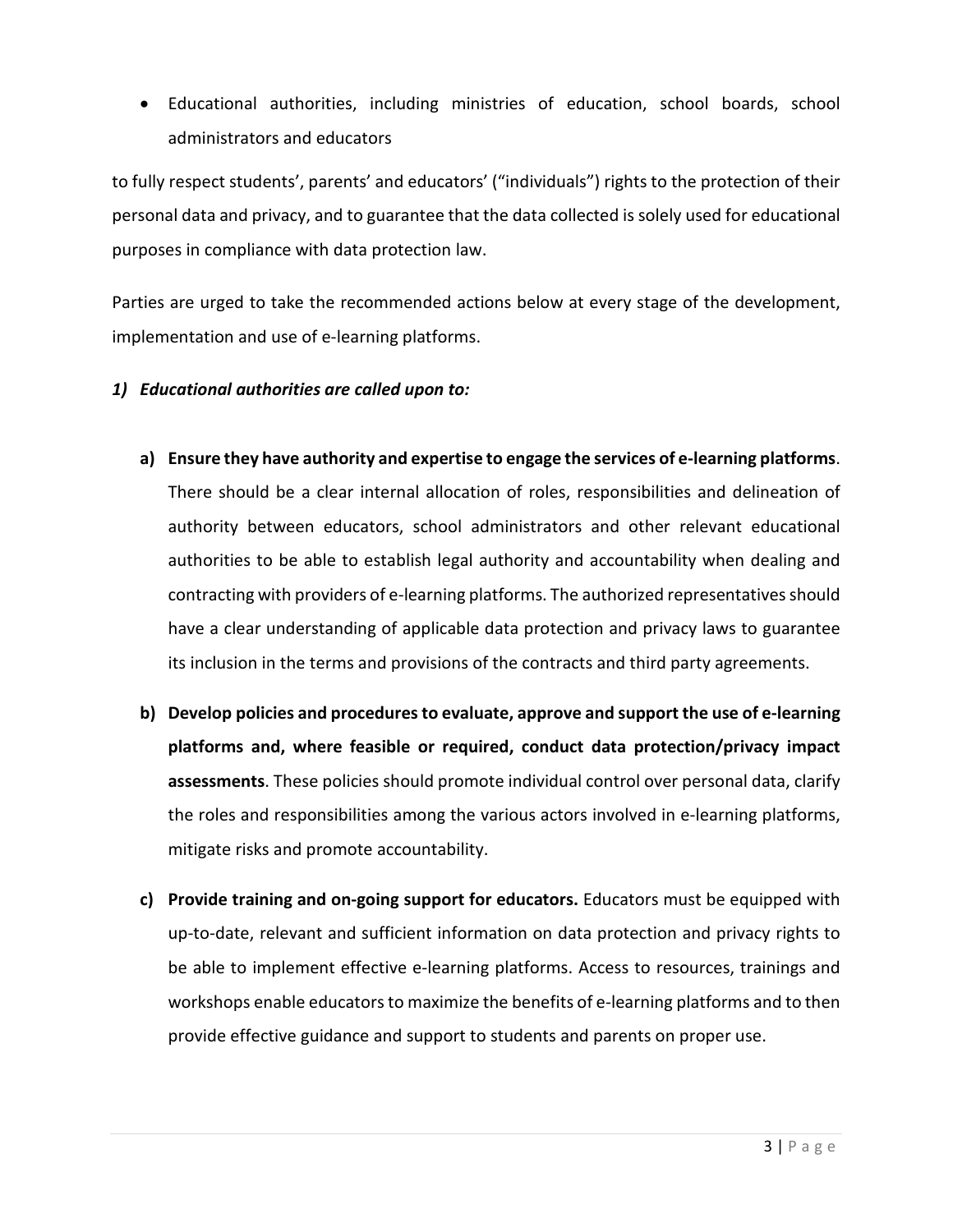- Educational authorities, including ministries of education, school boards, school administrators and educators

to fully respect students', parents' and educators' ("individuals") rights to the protection of their personal data and privacy, and to guarantee that the data collected is solely used for educational purposes in compliance with data protection law.

Parties are urged to take the recommended actions below at every stage of the development, implementation and use of e-learning platforms.

***1) Educational authorities are called upon to:***

**a) Ensure they have authority and expertise to engage the services of e-learning platforms**. There should be a clear internal allocation of roles, responsibilities and delineation of authority between educators, school administrators and other relevant educational authorities to be able to establish legal authority and accountability when dealing and contracting with providers of e-learning platforms. The authorized representatives should have a clear understanding of applicable data protection and privacy laws to guarantee its inclusion in the terms and provisions of the contracts and third party agreements.

**b) Develop policies and procedures to evaluate, approve and support the use of e-learning platforms and, where feasible or required, conduct data protection/privacy impact assessments**. These policies should promote individual control over personal data, clarify the roles and responsibilities among the various actors involved in e-learning platforms, mitigate risks and promote accountability.

**c) Provide training and on-going support for educators.** Educators must be equipped with up-to-date, relevant and sufficient information on data protection and privacy rights to be able to implement effective e-learning platforms. Access to resources, trainings and workshops enable educators to maximize the benefits of e-learning platforms and to then provide effective guidance and support to students and parents on proper use.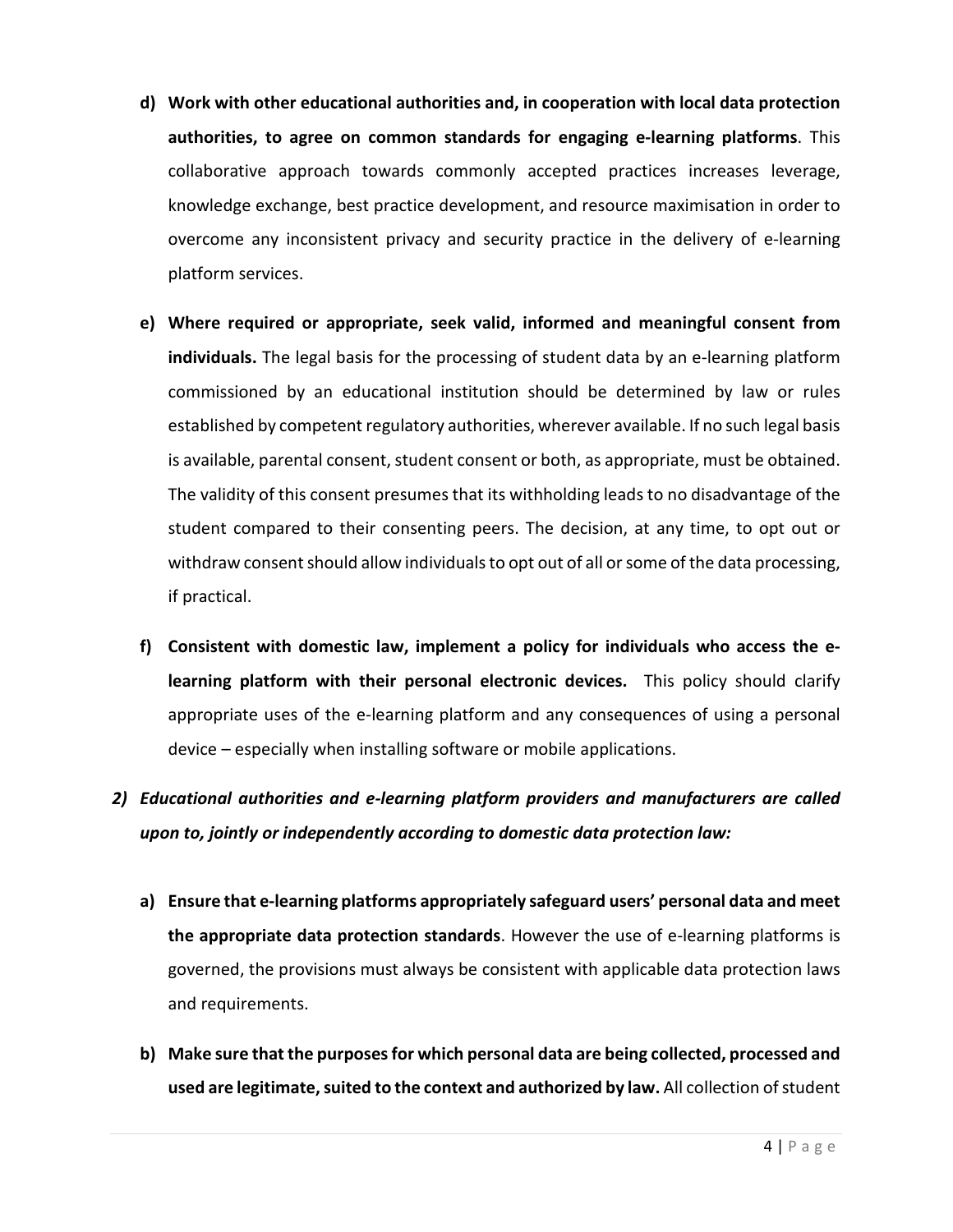d) **Work with other educational authorities and, in cooperation with local data protection authorities, to agree on common standards for engaging e-learning platforms**. This collaborative approach towards commonly accepted practices increases leverage, knowledge exchange, best practice development, and resource maximisation in order to overcome any inconsistent privacy and security practice in the delivery of e-learning platform services.

e) **Where required or appropriate, seek valid, informed and meaningful consent from individuals.** The legal basis for the processing of student data by an e-learning platform commissioned by an educational institution should be determined by law or rules established by competent regulatory authorities, wherever available. If no such legal basis is available, parental consent, student consent or both, as appropriate, must be obtained. The validity of this consent presumes that its withholding leads to no disadvantage of the student compared to their consenting peers. The decision, at any time, to opt out or withdraw consent should allow individuals to opt out of all or some of the data processing, if practical.

f) **Consistent with domestic law, implement a policy for individuals who access the e-learning platform with their personal electronic devices.** This policy should clarify appropriate uses of the e-learning platform and any consequences of using a personal device – especially when installing software or mobile applications.

***2) Educational authorities and e-learning platform providers and manufacturers are called upon to, jointly or independently according to domestic data protection law:***

a) **Ensure that e-learning platforms appropriately safeguard users' personal data and meet the appropriate data protection standards**. However the use of e-learning platforms is governed, the provisions must always be consistent with applicable data protection laws and requirements.

b) **Make sure that the purposes for which personal data are being collected, processed and used are legitimate, suited to the context and authorized by law.** All collection of student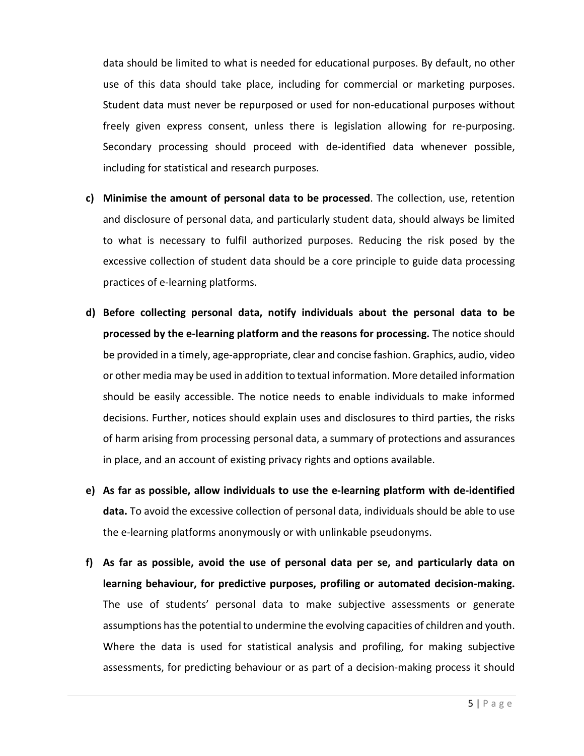data should be limited to what is needed for educational purposes. By default, no other use of this data should take place, including for commercial or marketing purposes. Student data must never be repurposed or used for non-educational purposes without freely given express consent, unless there is legislation allowing for re-purposing. Secondary processing should proceed with de-identified data whenever possible, including for statistical and research purposes.

c) **Minimise the amount of personal data to be processed**. The collection, use, retention and disclosure of personal data, and particularly student data, should always be limited to what is necessary to fulfil authorized purposes. Reducing the risk posed by the excessive collection of student data should be a core principle to guide data processing practices of e-learning platforms.

d) **Before collecting personal data, notify individuals about the personal data to be processed by the e-learning platform and the reasons for processing.** The notice should be provided in a timely, age-appropriate, clear and concise fashion. Graphics, audio, video or other media may be used in addition to textual information. More detailed information should be easily accessible. The notice needs to enable individuals to make informed decisions. Further, notices should explain uses and disclosures to third parties, the risks of harm arising from processing personal data, a summary of protections and assurances in place, and an account of existing privacy rights and options available.

e) **As far as possible, allow individuals to use the e-learning platform with de-identified data.** To avoid the excessive collection of personal data, individuals should be able to use the e-learning platforms anonymously or with unlinkable pseudonyms.

f) **As far as possible, avoid the use of personal data per se, and particularly data on learning behaviour, for predictive purposes, profiling or automated decision-making.** The use of students' personal data to make subjective assessments or generate assumptions has the potential to undermine the evolving capacities of children and youth. Where the data is used for statistical analysis and profiling, for making subjective assessments, for predicting behaviour or as part of a decision-making process it should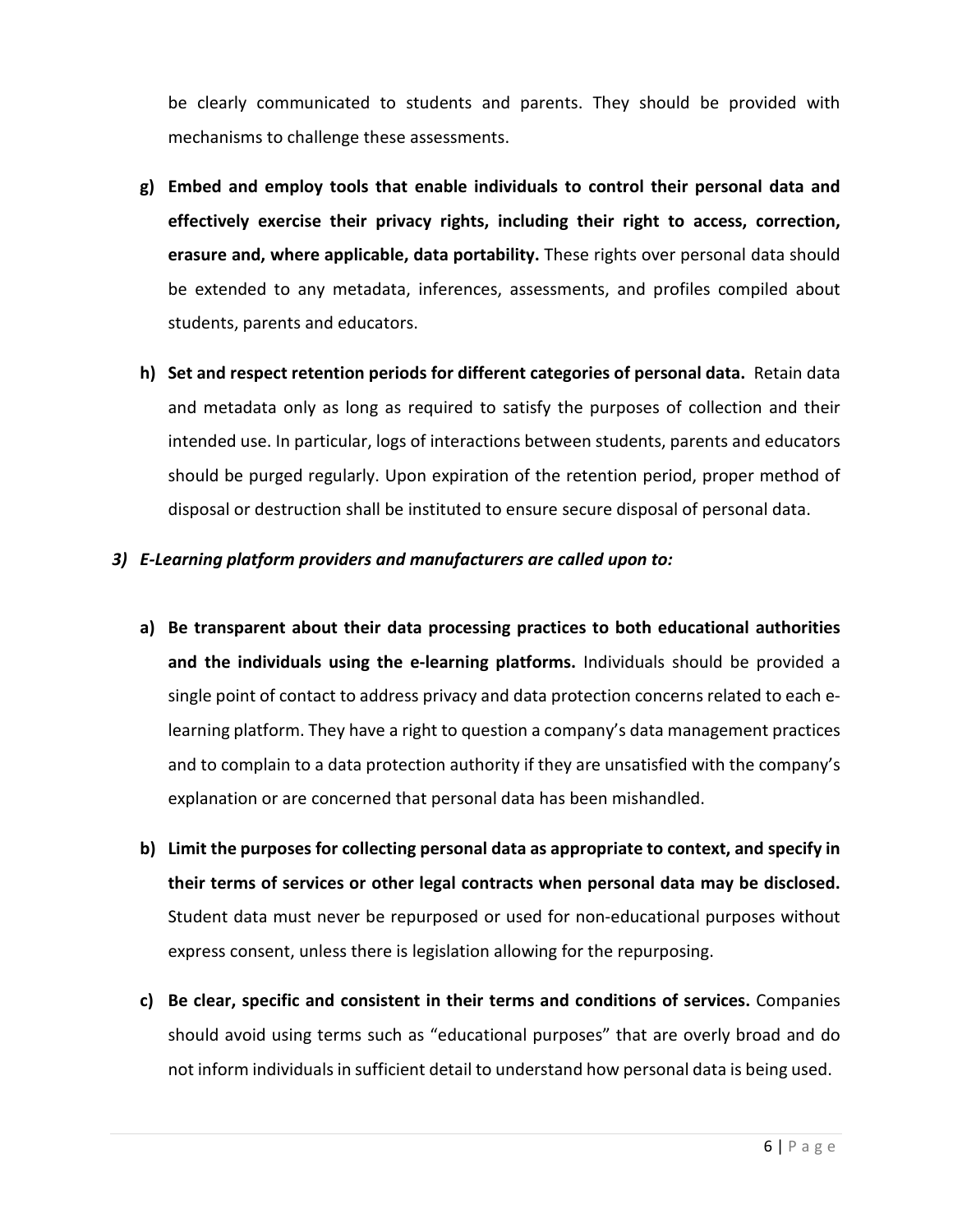be clearly communicated to students and parents. They should be provided with mechanisms to challenge these assessments.

g) **Embed and employ tools that enable individuals to control their personal data and effectively exercise their privacy rights, including their right to access, correction, erasure and, where applicable, data portability.** These rights over personal data should be extended to any metadata, inferences, assessments, and profiles compiled about students, parents and educators.

h) **Set and respect retention periods for different categories of personal data.** Retain data and metadata only as long as required to satisfy the purposes of collection and their intended use. In particular, logs of interactions between students, parents and educators should be purged regularly. Upon expiration of the retention period, proper method of disposal or destruction shall be instituted to ensure secure disposal of personal data.

***3) E-Learning platform providers and manufacturers are called upon to:***

a) **Be transparent about their data processing practices to both educational authorities and the individuals using the e-learning platforms.** Individuals should be provided a single point of contact to address privacy and data protection concerns related to each e-learning platform. They have a right to question a company's data management practices and to complain to a data protection authority if they are unsatisfied with the company's explanation or are concerned that personal data has been mishandled.

b) **Limit the purposes for collecting personal data as appropriate to context, and specify in their terms of services or other legal contracts when personal data may be disclosed.** Student data must never be repurposed or used for non-educational purposes without express consent, unless there is legislation allowing for the repurposing.

c) **Be clear, specific and consistent in their terms and conditions of services.** Companies should avoid using terms such as "educational purposes" that are overly broad and do not inform individuals in sufficient detail to understand how personal data is being used.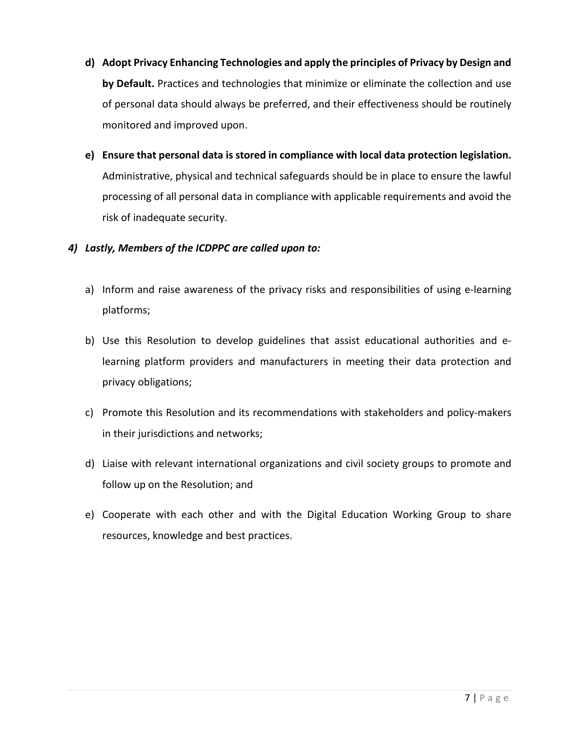d) **Adopt Privacy Enhancing Technologies and apply the principles of Privacy by Design and by Default.** Practices and technologies that minimize or eliminate the collection and use of personal data should always be preferred, and their effectiveness should be routinely monitored and improved upon.

e) **Ensure that personal data is stored in compliance with local data protection legislation.** Administrative, physical and technical safeguards should be in place to ensure the lawful processing of all personal data in compliance with applicable requirements and avoid the risk of inadequate security.

***4) Lastly, Members of the ICDPPC are called upon to:***

a) Inform and raise awareness of the privacy risks and responsibilities of using e-learning platforms;

b) Use this Resolution to develop guidelines that assist educational authorities and e-learning platform providers and manufacturers in meeting their data protection and privacy obligations;

c) Promote this Resolution and its recommendations with stakeholders and policy-makers in their jurisdictions and networks;

d) Liaise with relevant international organizations and civil society groups to promote and follow up on the Resolution; and

e) Cooperate with each other and with the Digital Education Working Group to share resources, knowledge and best practices.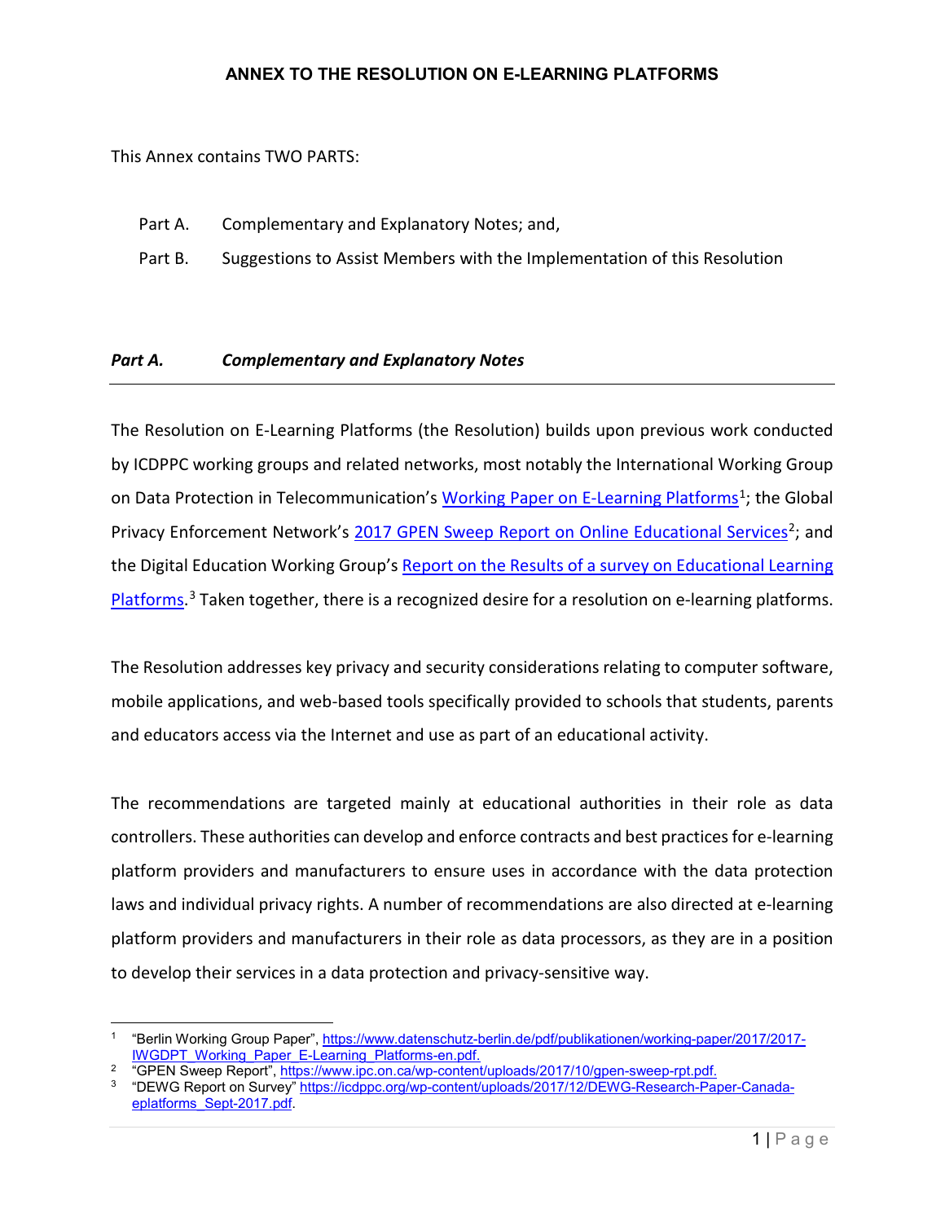# ANNEX TO THE RESOLUTION ON E-LEARNING PLATFORMS

This Annex contains TWO PARTS:

Part A. Complementary and Explanatory Notes; and,

Part B. Suggestions to Assist Members with the Implementation of this Resolution

## *Part A. Complementary and Explanatory Notes*

The Resolution on E-Learning Platforms (the Resolution) builds upon previous work conducted by ICDPPC working groups and related networks, most notably the International Working Group on Data Protection in Telecommunication's Working Paper on E-Learning Platforms[1]; the Global Privacy Enforcement Network's 2017 GPEN Sweep Report on Online Educational Services[2]; and the Digital Education Working Group's Report on the Results of a survey on Educational Learning Platforms.[3] Taken together, there is a recognized desire for a resolution on e-learning platforms.

The Resolution addresses key privacy and security considerations relating to computer software, mobile applications, and web-based tools specifically provided to schools that students, parents and educators access via the Internet and use as part of an educational activity.

The recommendations are targeted mainly at educational authorities in their role as data controllers. These authorities can develop and enforce contracts and best practices for e-learning platform providers and manufacturers to ensure uses in accordance with the data protection laws and individual privacy rights. A number of recommendations are also directed at e-learning platform providers and manufacturers in their role as data processors, as they are in a position to develop their services in a data protection and privacy-sensitive way.

[1] "Berlin Working Group Paper", https://www.datenschutz-berlin.de/pdf/publikationen/working-paper/2017/2017-IWGDPT_Working_Paper_E-Learning_Platforms-en.pdf.

[2] "GPEN Sweep Report", https://www.ipc.on.ca/wp-content/uploads/2017/10/gpen-sweep-rpt.pdf.

[3] "DEWG Report on Survey" https://icdppc.org/wp-content/uploads/2017/12/DEWG-Research-Paper-Canada-eplatforms_Sept-2017.pdf.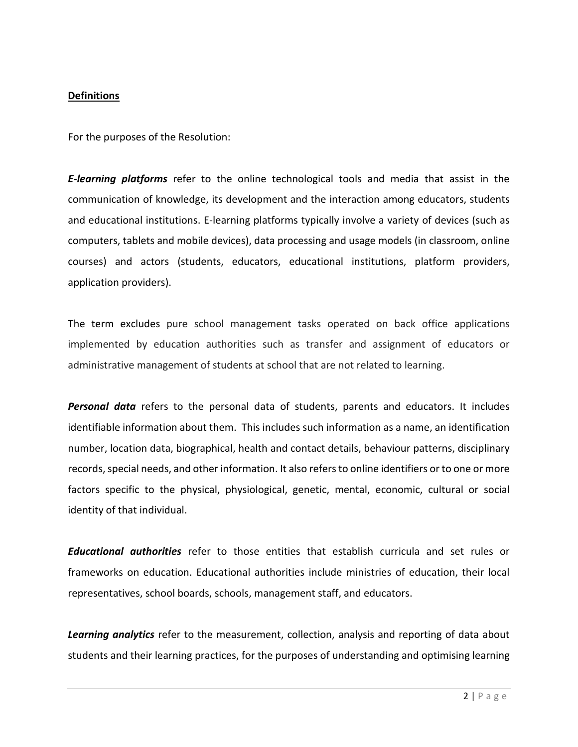**Definitions**

For the purposes of the Resolution:

***E-learning platforms*** refer to the online technological tools and media that assist in the communication of knowledge, its development and the interaction among educators, students and educational institutions. E-learning platforms typically involve a variety of devices (such as computers, tablets and mobile devices), data processing and usage models (in classroom, online courses) and actors (students, educators, educational institutions, platform providers, application providers).

The term excludes pure school management tasks operated on back office applications implemented by education authorities such as transfer and assignment of educators or administrative management of students at school that are not related to learning.

***Personal data*** refers to the personal data of students, parents and educators. It includes identifiable information about them. This includes such information as a name, an identification number, location data, biographical, health and contact details, behaviour patterns, disciplinary records, special needs, and other information. It also refers to online identifiers or to one or more factors specific to the physical, physiological, genetic, mental, economic, cultural or social identity of that individual.

***Educational authorities*** refer to those entities that establish curricula and set rules or frameworks on education. Educational authorities include ministries of education, their local representatives, school boards, schools, management staff, and educators.

***Learning analytics*** refer to the measurement, collection, analysis and reporting of data about students and their learning practices, for the purposes of understanding and optimising learning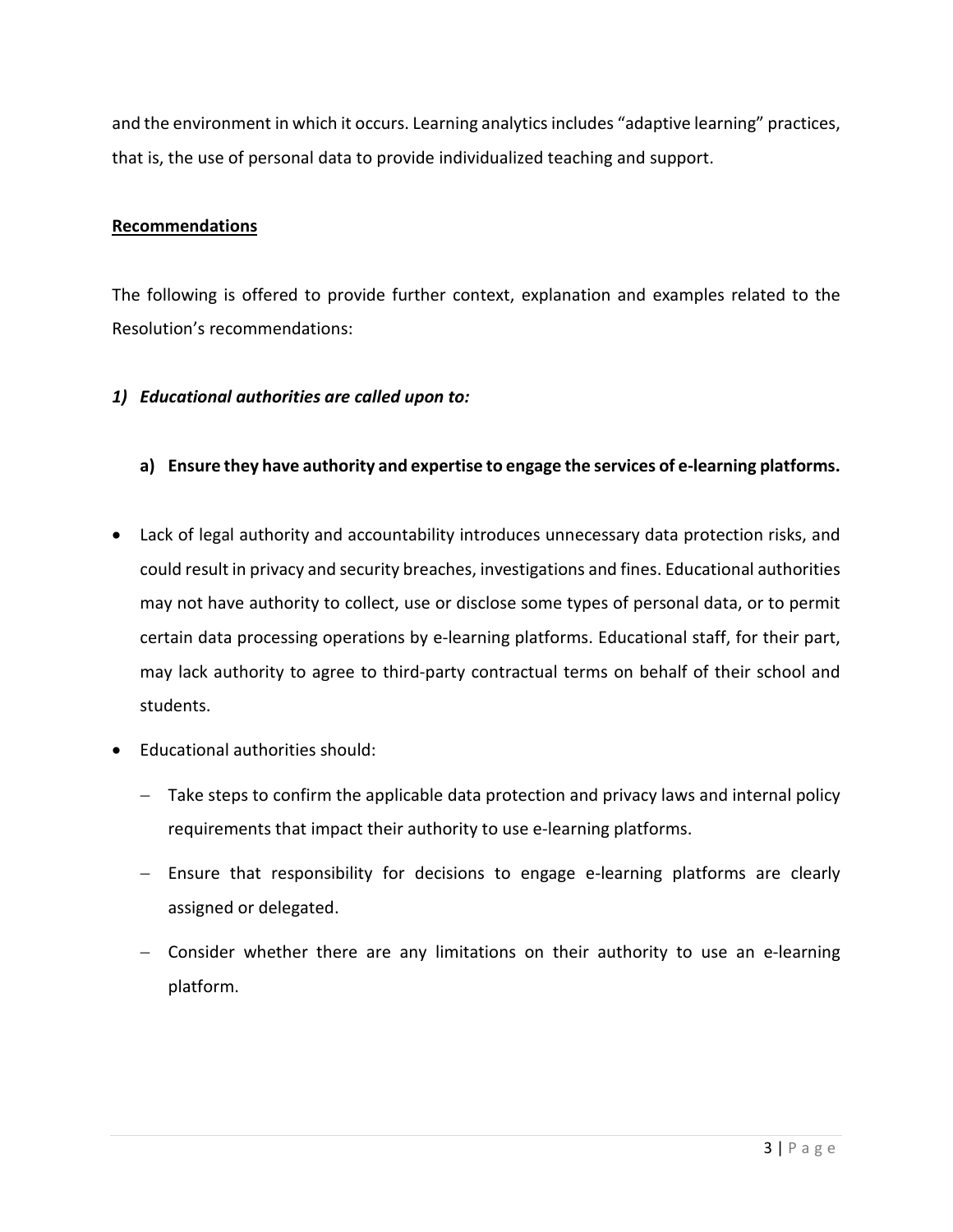and the environment in which it occurs. Learning analytics includes "adaptive learning" practices, that is, the use of personal data to provide individualized teaching and support.

**Recommendations**

The following is offered to provide further context, explanation and examples related to the Resolution's recommendations:

***1) Educational authorities are called upon to:***

**a) Ensure they have authority and expertise to engage the services of e-learning platforms.**

- Lack of legal authority and accountability introduces unnecessary data protection risks, and could result in privacy and security breaches, investigations and fines. Educational authorities may not have authority to collect, use or disclose some types of personal data, or to permit certain data processing operations by e-learning platforms. Educational staff, for their part, may lack authority to agree to third-party contractual terms on behalf of their school and students.
- Educational authorities should:
  - Take steps to confirm the applicable data protection and privacy laws and internal policy requirements that impact their authority to use e-learning platforms.
  - Ensure that responsibility for decisions to engage e-learning platforms are clearly assigned or delegated.
  - Consider whether there are any limitations on their authority to use an e-learning platform.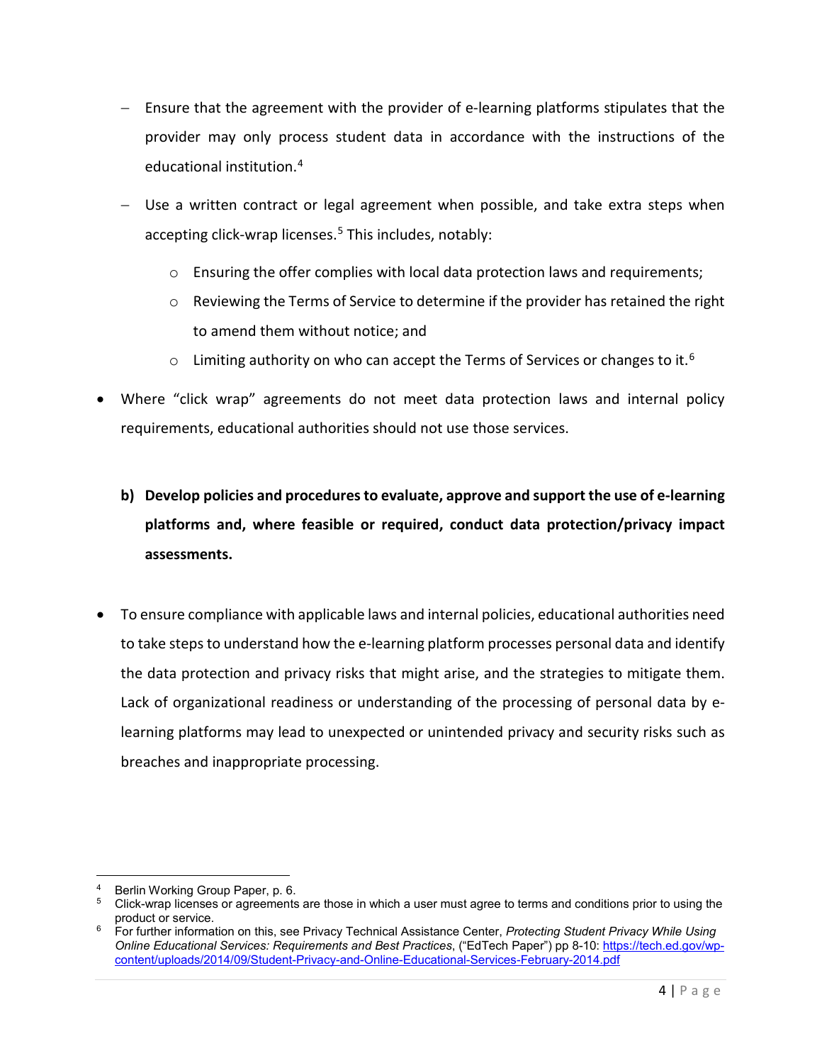- Ensure that the agreement with the provider of e-learning platforms stipulates that the provider may only process student data in accordance with the instructions of the educational institution.[4]
- Use a written contract or legal agreement when possible, and take extra steps when accepting click-wrap licenses.[5] This includes, notably:
  - Ensuring the offer complies with local data protection laws and requirements;
  - Reviewing the Terms of Service to determine if the provider has retained the right to amend them without notice; and
  - Limiting authority on who can accept the Terms of Services or changes to it.[6]

- Where "click wrap" agreements do not meet data protection laws and internal policy requirements, educational authorities should not use those services.

**b) Develop policies and procedures to evaluate, approve and support the use of e-learning platforms and, where feasible or required, conduct data protection/privacy impact assessments.**

- To ensure compliance with applicable laws and internal policies, educational authorities need to take steps to understand how the e-learning platform processes personal data and identify the data protection and privacy risks that might arise, and the strategies to mitigate them. Lack of organizational readiness or understanding of the processing of personal data by e-learning platforms may lead to unexpected or unintended privacy and security risks such as breaches and inappropriate processing.

---

[4] Berlin Working Group Paper, p. 6.

[5] Click-wrap licenses or agreements are those in which a user must agree to terms and conditions prior to using the product or service.

[6] For further information on this, see Privacy Technical Assistance Center, *Protecting Student Privacy While Using Online Educational Services: Requirements and Best Practices*, ("EdTech Paper") pp 8-10: https://tech.ed.gov/wp-content/uploads/2014/09/Student-Privacy-and-Online-Educational-Services-February-2014.pdf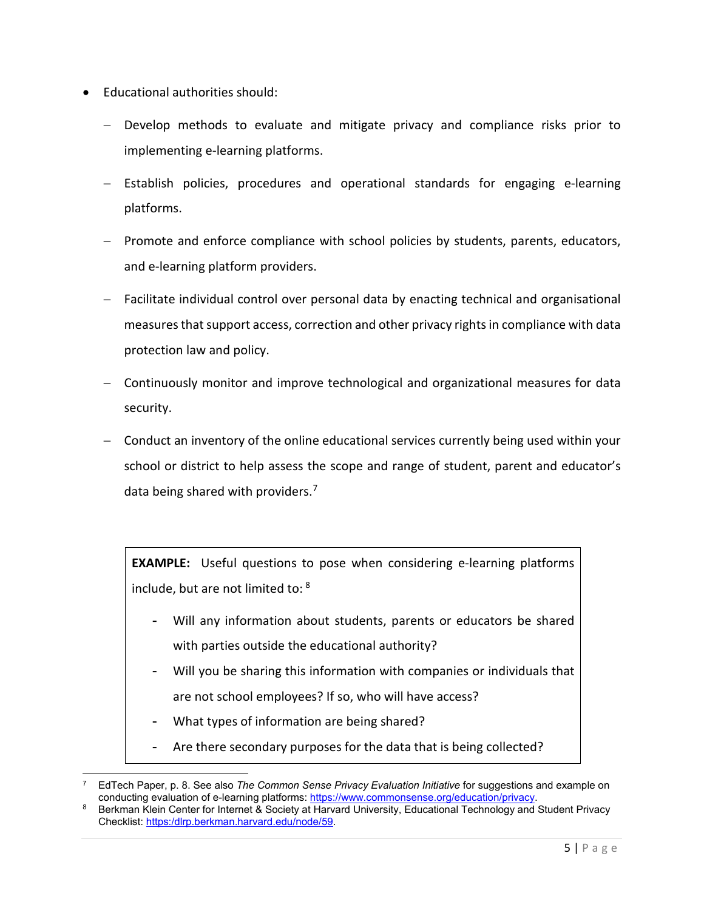- Educational authorities should:
  - Develop methods to evaluate and mitigate privacy and compliance risks prior to implementing e-learning platforms.
  - Establish policies, procedures and operational standards for engaging e-learning platforms.
  - Promote and enforce compliance with school policies by students, parents, educators, and e-learning platform providers.
  - Facilitate individual control over personal data by enacting technical and organisational measures that support access, correction and other privacy rights in compliance with data protection law and policy.
  - Continuously monitor and improve technological and organizational measures for data security.
  - Conduct an inventory of the online educational services currently being used within your school or district to help assess the scope and range of student, parent and educator's data being shared with providers.[7]

> **EXAMPLE:** Useful questions to pose when considering e-learning platforms include, but are not limited to: [8]
>
> - Will any information about students, parents or educators be shared with parties outside the educational authority?
> - Will you be sharing this information with companies or individuals that are not school employees? If so, who will have access?
> - What types of information are being shared?
> - Are there secondary purposes for the data that is being collected?

---

[7] EdTech Paper, p. 8. See also *The Common Sense Privacy Evaluation Initiative* for suggestions and example on conducting evaluation of e-learning platforms: https://www.commonsense.org/education/privacy.

[8] Berkman Klein Center for Internet & Society at Harvard University, Educational Technology and Student Privacy Checklist: https:/dlrp.berkman.harvard.edu/node/59.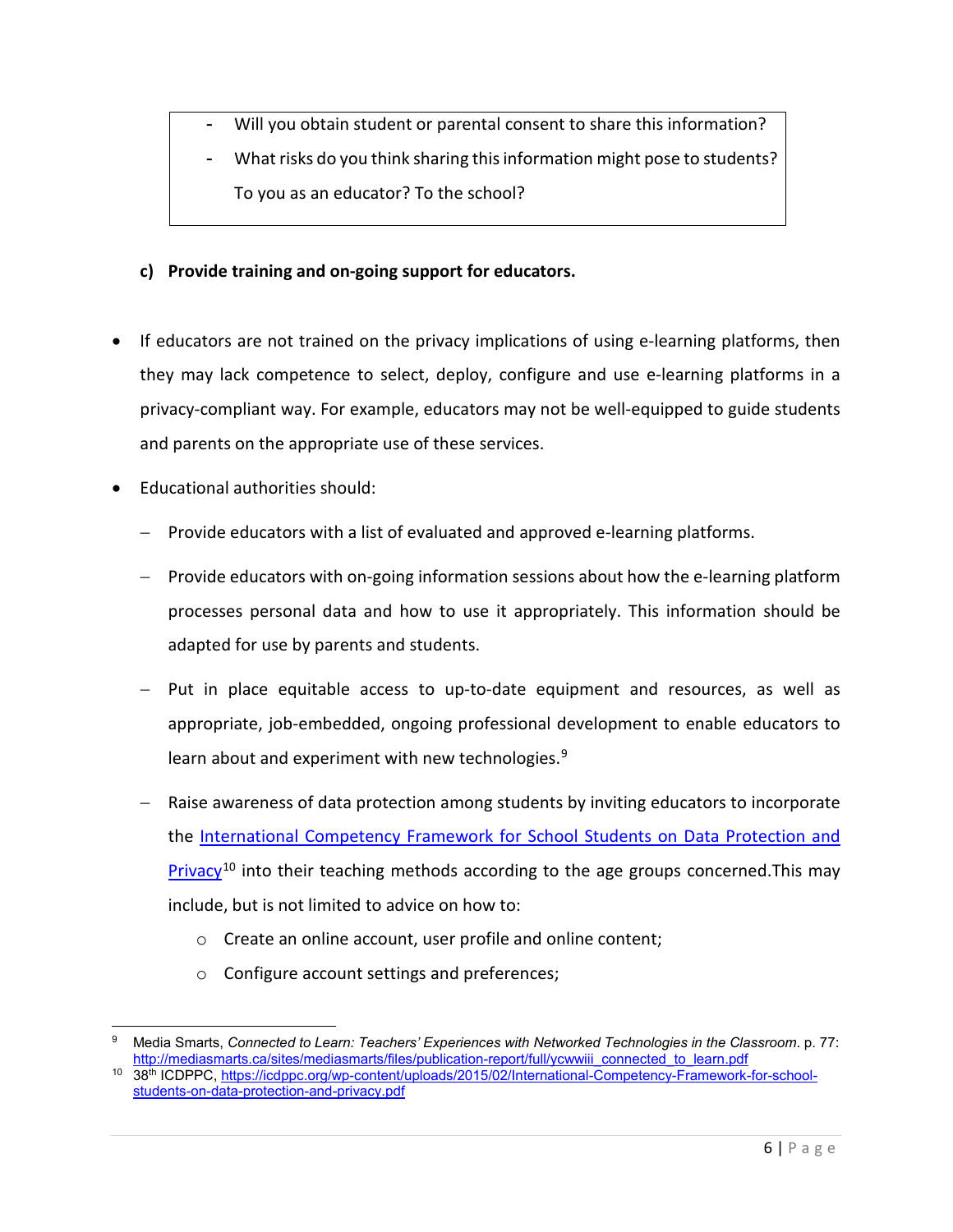- Will you obtain student or parental consent to share this information?
- What risks do you think sharing this information might pose to students? To you as an educator? To the school?

**c) Provide training and on-going support for educators.**

- If educators are not trained on the privacy implications of using e-learning platforms, then they may lack competence to select, deploy, configure and use e-learning platforms in a privacy-compliant way. For example, educators may not be well-equipped to guide students and parents on the appropriate use of these services.
- Educational authorities should:
  - Provide educators with a list of evaluated and approved e-learning platforms.
  - Provide educators with on-going information sessions about how the e-learning platform processes personal data and how to use it appropriately. This information should be adapted for use by parents and students.
  - Put in place equitable access to up-to-date equipment and resources, as well as appropriate, job-embedded, ongoing professional development to enable educators to learn about and experiment with new technologies.[9]
  - Raise awareness of data protection among students by inviting educators to incorporate the [International Competency Framework for School Students on Data Protection and Privacy](https://icdppc.org/wp-content/uploads/2015/02/International-Competency-Framework-for-school-students-on-data-protection-and-privacy.pdf)[10] into their teaching methods according to the age groups concerned.This may include, but is not limited to advice on how to:
    - Create an online account, user profile and online content;
    - Configure account settings and preferences;

---

[9] Media Smarts, *Connected to Learn: Teachers' Experiences with Networked Technologies in the Classroom*. p. 77: http://mediasmarts.ca/sites/mediasmarts/files/publication-report/full/ycwwiii_connected_to_learn.pdf

[10] 38th ICDPPC, https://icdppc.org/wp-content/uploads/2015/02/International-Competency-Framework-for-school-students-on-data-protection-and-privacy.pdf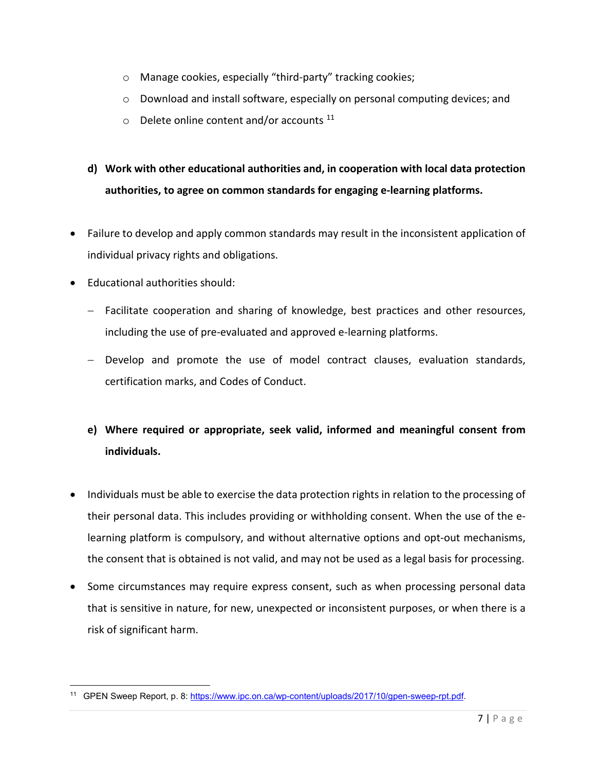- Manage cookies, especially "third-party" tracking cookies;
- Download and install software, especially on personal computing devices; and
- Delete online content and/or accounts [11]

**d) Work with other educational authorities and, in cooperation with local data protection authorities, to agree on common standards for engaging e-learning platforms.**

- Failure to develop and apply common standards may result in the inconsistent application of individual privacy rights and obligations.
- Educational authorities should:
  - Facilitate cooperation and sharing of knowledge, best practices and other resources, including the use of pre-evaluated and approved e-learning platforms.
  - Develop and promote the use of model contract clauses, evaluation standards, certification marks, and Codes of Conduct.

**e) Where required or appropriate, seek valid, informed and meaningful consent from individuals.**

- Individuals must be able to exercise the data protection rights in relation to the processing of their personal data. This includes providing or withholding consent. When the use of the e-learning platform is compulsory, and without alternative options and opt-out mechanisms, the consent that is obtained is not valid, and may not be used as a legal basis for processing.
- Some circumstances may require express consent, such as when processing personal data that is sensitive in nature, for new, unexpected or inconsistent purposes, or when there is a risk of significant harm.

---

[11] GPEN Sweep Report, p. 8: https://www.ipc.on.ca/wp-content/uploads/2017/10/gpen-sweep-rpt.pdf.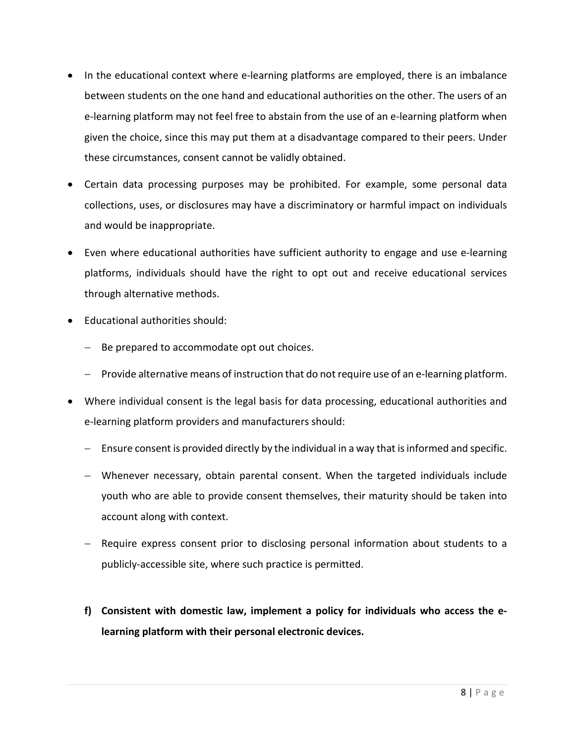- In the educational context where e-learning platforms are employed, there is an imbalance between students on the one hand and educational authorities on the other. The users of an e-learning platform may not feel free to abstain from the use of an e-learning platform when given the choice, since this may put them at a disadvantage compared to their peers. Under these circumstances, consent cannot be validly obtained.
- Certain data processing purposes may be prohibited. For example, some personal data collections, uses, or disclosures may have a discriminatory or harmful impact on individuals and would be inappropriate.
- Even where educational authorities have sufficient authority to engage and use e-learning platforms, individuals should have the right to opt out and receive educational services through alternative methods.
- Educational authorities should:
  - Be prepared to accommodate opt out choices.
  - Provide alternative means of instruction that do not require use of an e-learning platform.
- Where individual consent is the legal basis for data processing, educational authorities and e-learning platform providers and manufacturers should:
  - Ensure consent is provided directly by the individual in a way that is informed and specific.
  - Whenever necessary, obtain parental consent. When the targeted individuals include youth who are able to provide consent themselves, their maturity should be taken into account along with context.
  - Require express consent prior to disclosing personal information about students to a publicly-accessible site, where such practice is permitted.

**f) Consistent with domestic law, implement a policy for individuals who access the e-learning platform with their personal electronic devices.**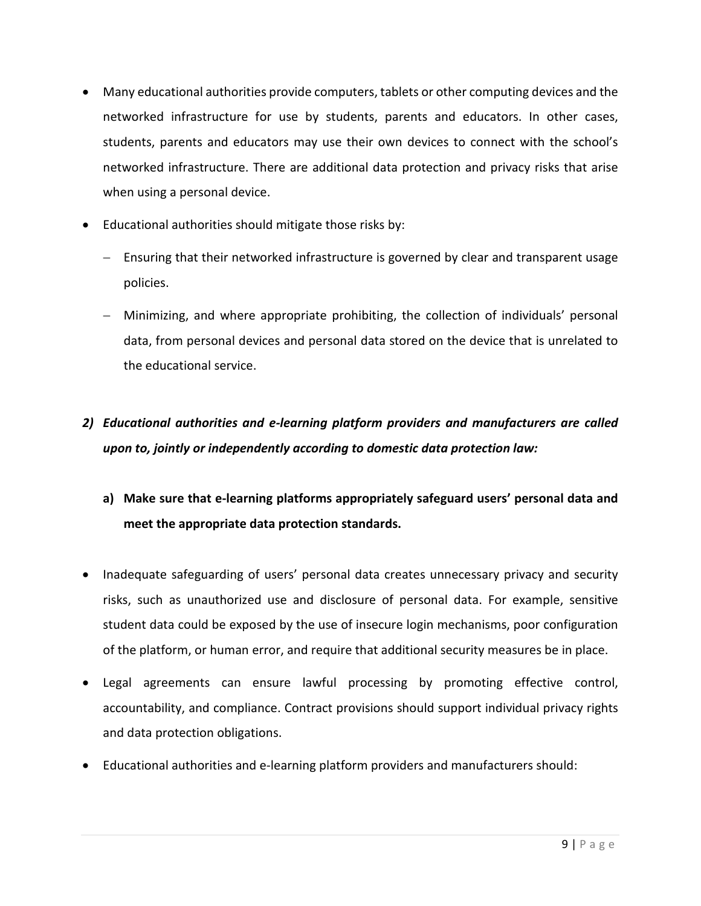- Many educational authorities provide computers, tablets or other computing devices and the networked infrastructure for use by students, parents and educators. In other cases, students, parents and educators may use their own devices to connect with the school's networked infrastructure. There are additional data protection and privacy risks that arise when using a personal device.
- Educational authorities should mitigate those risks by:
  - Ensuring that their networked infrastructure is governed by clear and transparent usage policies.
  - Minimizing, and where appropriate prohibiting, the collection of individuals' personal data, from personal devices and personal data stored on the device that is unrelated to the educational service.

***2) Educational authorities and e-learning platform providers and manufacturers are called upon to, jointly or independently according to domestic data protection law:***

**a) Make sure that e-learning platforms appropriately safeguard users' personal data and meet the appropriate data protection standards.**

- Inadequate safeguarding of users' personal data creates unnecessary privacy and security risks, such as unauthorized use and disclosure of personal data. For example, sensitive student data could be exposed by the use of insecure login mechanisms, poor configuration of the platform, or human error, and require that additional security measures be in place.
- Legal agreements can ensure lawful processing by promoting effective control, accountability, and compliance. Contract provisions should support individual privacy rights and data protection obligations.
- Educational authorities and e-learning platform providers and manufacturers should: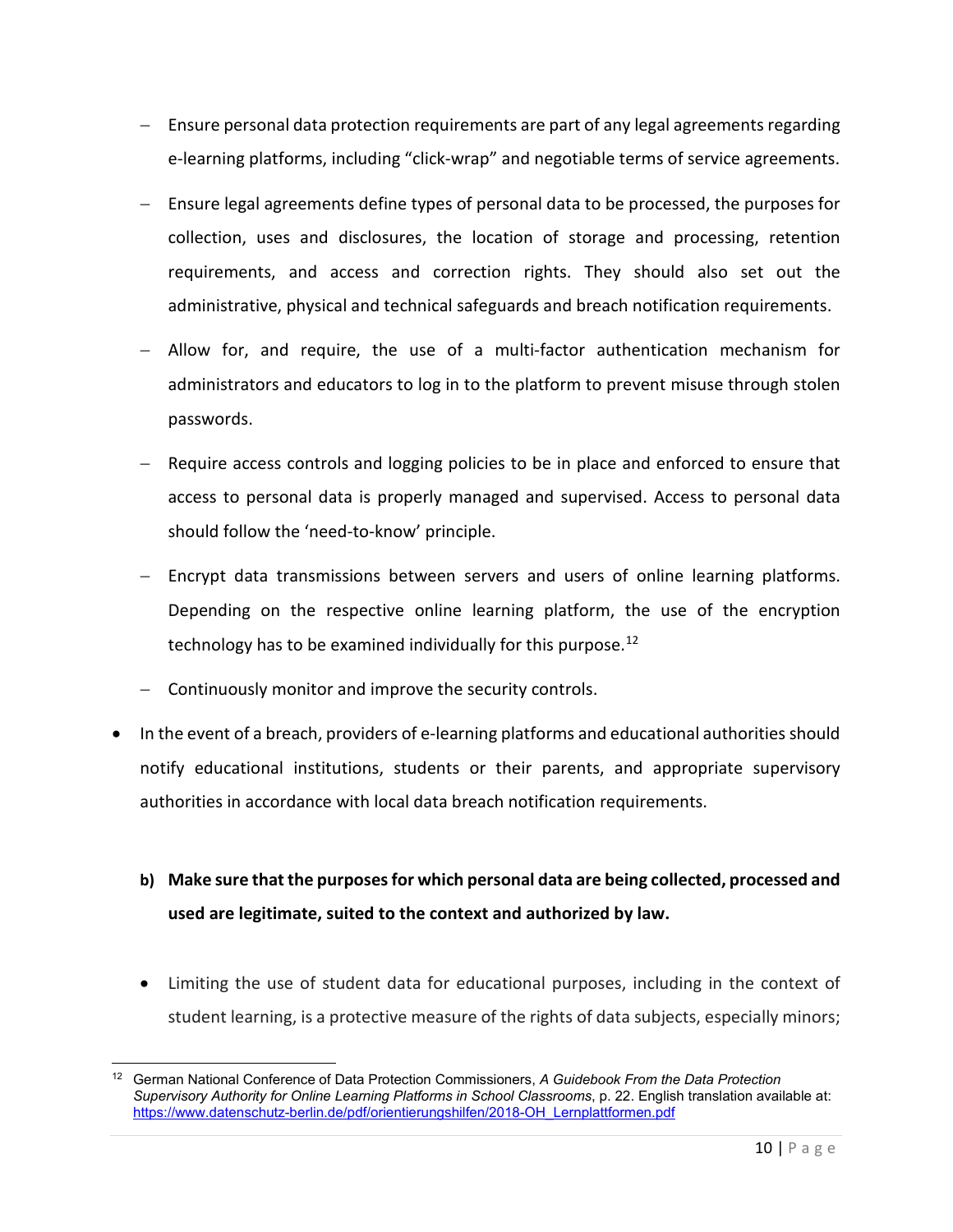- Ensure personal data protection requirements are part of any legal agreements regarding e-learning platforms, including "click-wrap" and negotiable terms of service agreements.

  - Ensure legal agreements define types of personal data to be processed, the purposes for collection, uses and disclosures, the location of storage and processing, retention requirements, and access and correction rights. They should also set out the administrative, physical and technical safeguards and breach notification requirements.

  - Allow for, and require, the use of a multi-factor authentication mechanism for administrators and educators to log in to the platform to prevent misuse through stolen passwords.

  - Require access controls and logging policies to be in place and enforced to ensure that access to personal data is properly managed and supervised. Access to personal data should follow the 'need-to-know' principle.

  - Encrypt data transmissions between servers and users of online learning platforms. Depending on the respective online learning platform, the use of the encryption technology has to be examined individually for this purpose.[12]

  - Continuously monitor and improve the security controls.

- In the event of a breach, providers of e-learning platforms and educational authorities should notify educational institutions, students or their parents, and appropriate supervisory authorities in accordance with local data breach notification requirements.

**b) Make sure that the purposes for which personal data are being collected, processed and used are legitimate, suited to the context and authorized by law.**

- Limiting the use of student data for educational purposes, including in the context of student learning, is a protective measure of the rights of data subjects, especially minors;

---

[12] German National Conference of Data Protection Commissioners, *A Guidebook From the Data Protection Supervisory Authority for Online Learning Platforms in School Classrooms*, p. 22. English translation available at: https://www.datenschutz-berlin.de/pdf/orientierungshilfen/2018-OH_Lernplattformen.pdf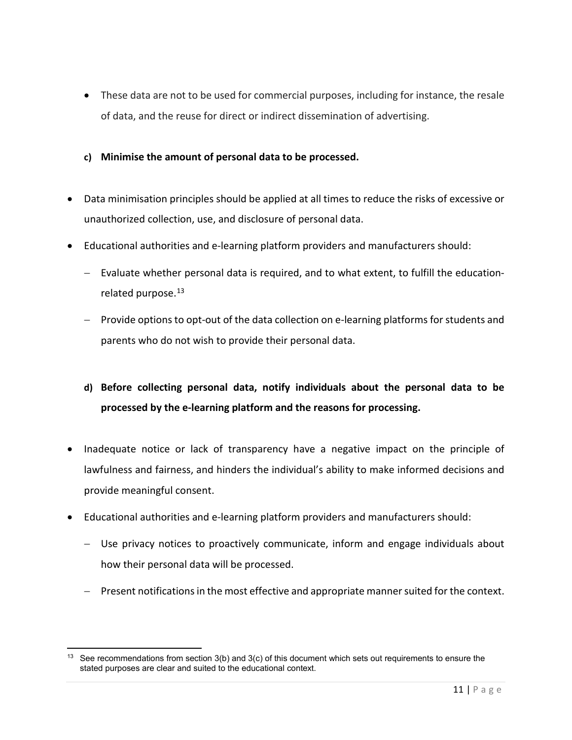- These data are not to be used for commercial purposes, including for instance, the resale of data, and the reuse for direct or indirect dissemination of advertising.

**c) Minimise the amount of personal data to be processed.**

- Data minimisation principles should be applied at all times to reduce the risks of excessive or unauthorized collection, use, and disclosure of personal data.
- Educational authorities and e-learning platform providers and manufacturers should:
  - Evaluate whether personal data is required, and to what extent, to fulfill the education-related purpose.[13]
  - Provide options to opt-out of the data collection on e-learning platforms for students and parents who do not wish to provide their personal data.

**d) Before collecting personal data, notify individuals about the personal data to be processed by the e-learning platform and the reasons for processing.**

- Inadequate notice or lack of transparency have a negative impact on the principle of lawfulness and fairness, and hinders the individual's ability to make informed decisions and provide meaningful consent.
- Educational authorities and e-learning platform providers and manufacturers should:
  - Use privacy notices to proactively communicate, inform and engage individuals about how their personal data will be processed.
  - Present notifications in the most effective and appropriate manner suited for the context.

[13] See recommendations from section 3(b) and 3(c) of this document which sets out requirements to ensure the stated purposes are clear and suited to the educational context.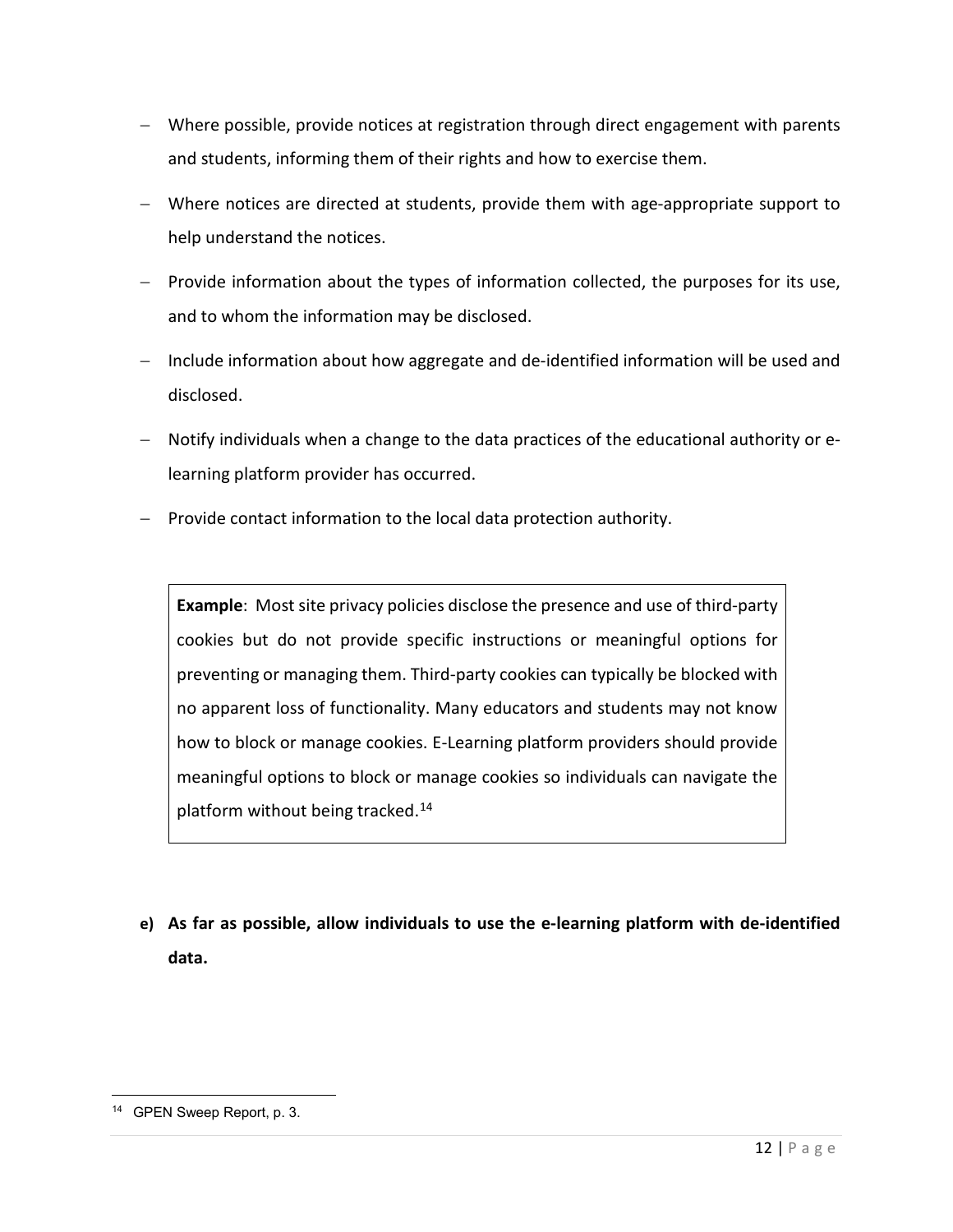- Where possible, provide notices at registration through direct engagement with parents and students, informing them of their rights and how to exercise them.
- Where notices are directed at students, provide them with age-appropriate support to help understand the notices.
- Provide information about the types of information collected, the purposes for its use, and to whom the information may be disclosed.
- Include information about how aggregate and de-identified information will be used and disclosed.
- Notify individuals when a change to the data practices of the educational authority or e-learning platform provider has occurred.
- Provide contact information to the local data protection authority.

> **Example**: Most site privacy policies disclose the presence and use of third-party cookies but do not provide specific instructions or meaningful options for preventing or managing them. Third-party cookies can typically be blocked with no apparent loss of functionality. Many educators and students may not know how to block or manage cookies. E-Learning platform providers should provide meaningful options to block or manage cookies so individuals can navigate the platform without being tracked.[14]

**e) As far as possible, allow individuals to use the e-learning platform with de-identified data.**

[14] GPEN Sweep Report, p. 3.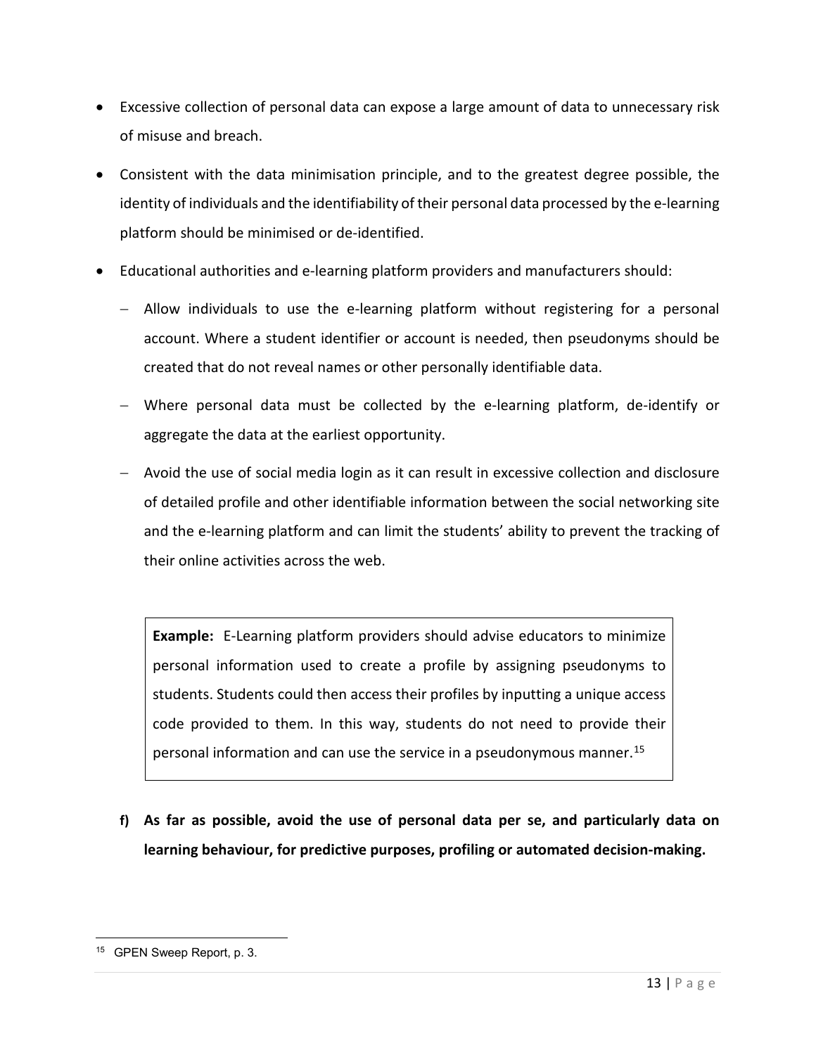- Excessive collection of personal data can expose a large amount of data to unnecessary risk of misuse and breach.
- Consistent with the data minimisation principle, and to the greatest degree possible, the identity of individuals and the identifiability of their personal data processed by the e-learning platform should be minimised or de-identified.
- Educational authorities and e-learning platform providers and manufacturers should:
  - Allow individuals to use the e-learning platform without registering for a personal account. Where a student identifier or account is needed, then pseudonyms should be created that do not reveal names or other personally identifiable data.
  - Where personal data must be collected by the e-learning platform, de-identify or aggregate the data at the earliest opportunity.
  - Avoid the use of social media login as it can result in excessive collection and disclosure of detailed profile and other identifiable information between the social networking site and the e-learning platform and can limit the students' ability to prevent the tracking of their online activities across the web.

> **Example:** E-Learning platform providers should advise educators to minimize personal information used to create a profile by assigning pseudonyms to students. Students could then access their profiles by inputting a unique access code provided to them. In this way, students do not need to provide their personal information and can use the service in a pseudonymous manner.[15]

**f) As far as possible, avoid the use of personal data per se, and particularly data on learning behaviour, for predictive purposes, profiling or automated decision-making.**

---

[15] GPEN Sweep Report, p. 3.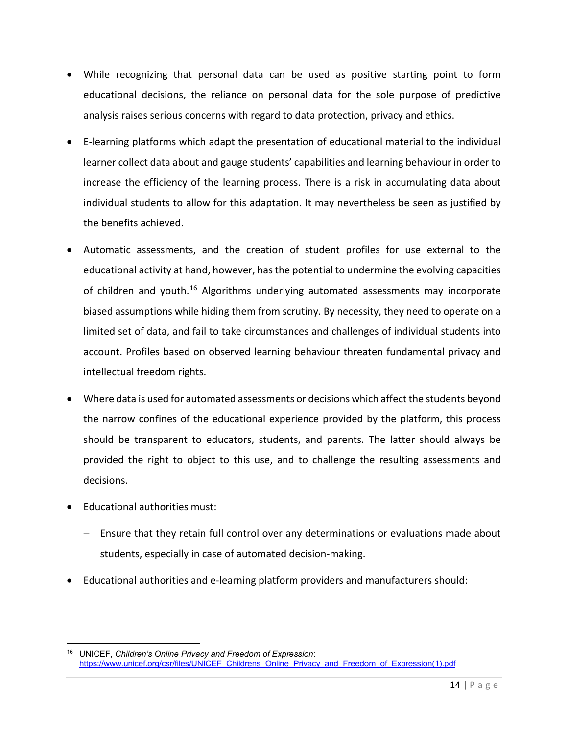- While recognizing that personal data can be used as positive starting point to form educational decisions, the reliance on personal data for the sole purpose of predictive analysis raises serious concerns with regard to data protection, privacy and ethics.
- E-learning platforms which adapt the presentation of educational material to the individual learner collect data about and gauge students' capabilities and learning behaviour in order to increase the efficiency of the learning process. There is a risk in accumulating data about individual students to allow for this adaptation. It may nevertheless be seen as justified by the benefits achieved.
- Automatic assessments, and the creation of student profiles for use external to the educational activity at hand, however, has the potential to undermine the evolving capacities of children and youth.[16] Algorithms underlying automated assessments may incorporate biased assumptions while hiding them from scrutiny. By necessity, they need to operate on a limited set of data, and fail to take circumstances and challenges of individual students into account. Profiles based on observed learning behaviour threaten fundamental privacy and intellectual freedom rights.
- Where data is used for automated assessments or decisions which affect the students beyond the narrow confines of the educational experience provided by the platform, this process should be transparent to educators, students, and parents. The latter should always be provided the right to object to this use, and to challenge the resulting assessments and decisions.
- Educational authorities must:
  - Ensure that they retain full control over any determinations or evaluations made about students, especially in case of automated decision-making.
- Educational authorities and e-learning platform providers and manufacturers should:

---

[16] UNICEF, *Children's Online Privacy and Freedom of Expression*: https://www.unicef.org/csr/files/UNICEF_Childrens_Online_Privacy_and_Freedom_of_Expression(1).pdf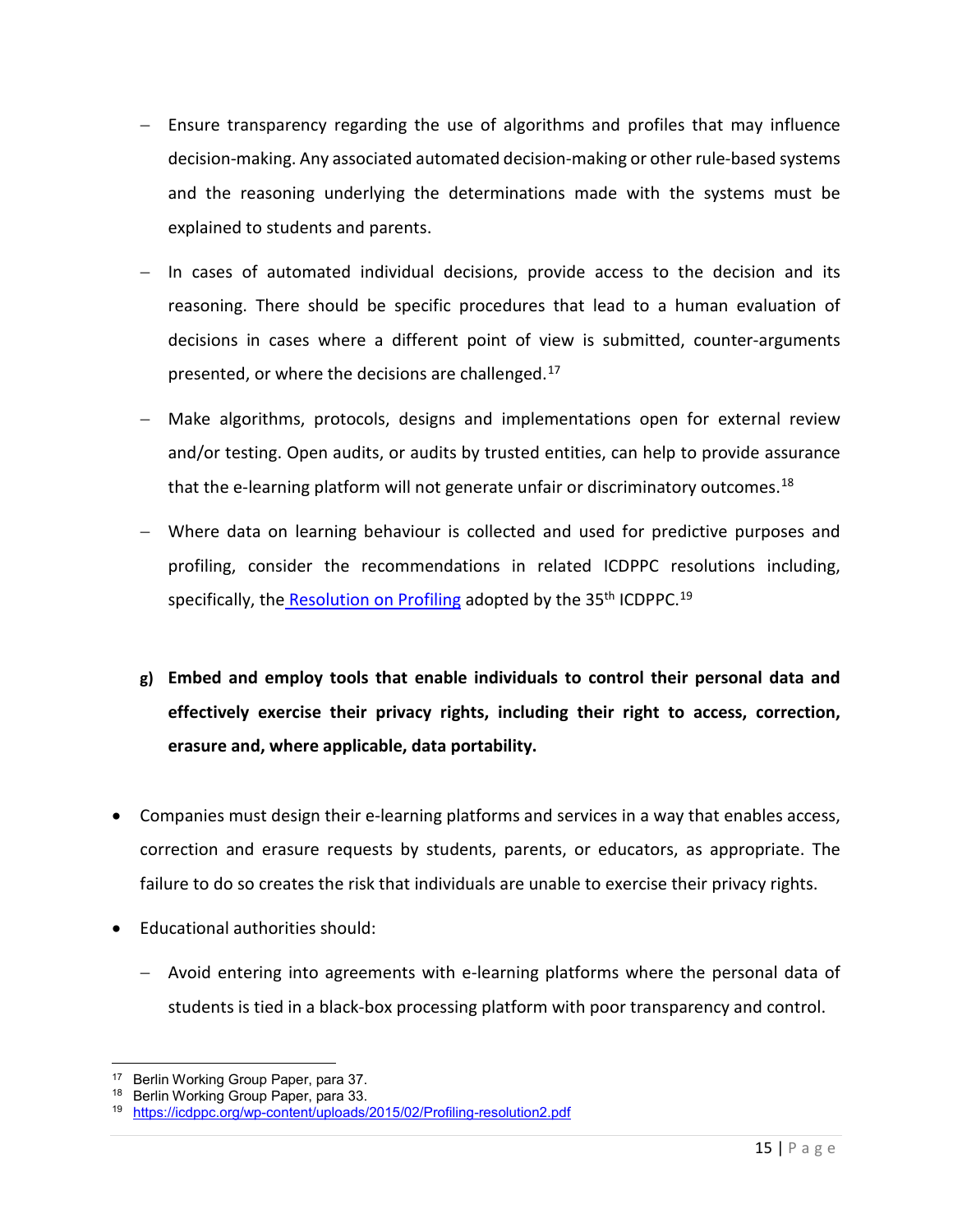- Ensure transparency regarding the use of algorithms and profiles that may influence decision-making. Any associated automated decision-making or other rule-based systems and the reasoning underlying the determinations made with the systems must be explained to students and parents.

  - In cases of automated individual decisions, provide access to the decision and its reasoning. There should be specific procedures that lead to a human evaluation of decisions in cases where a different point of view is submitted, counter-arguments presented, or where the decisions are challenged.[17]

  - Make algorithms, protocols, designs and implementations open for external review and/or testing. Open audits, or audits by trusted entities, can help to provide assurance that the e-learning platform will not generate unfair or discriminatory outcomes.[18]

  - Where data on learning behaviour is collected and used for predictive purposes and profiling, consider the recommendations in related ICDPPC resolutions including, specifically, the [Resolution on Profiling](https://icdppc.org/wp-content/uploads/2015/02/Profiling-resolution2.pdf) adopted by the 35th ICDPPC.[19]

**g) Embed and employ tools that enable individuals to control their personal data and effectively exercise their privacy rights, including their right to access, correction, erasure and, where applicable, data portability.**

- Companies must design their e-learning platforms and services in a way that enables access, correction and erasure requests by students, parents, or educators, as appropriate. The failure to do so creates the risk that individuals are unable to exercise their privacy rights.

- Educational authorities should:

  - Avoid entering into agreements with e-learning platforms where the personal data of students is tied in a black-box processing platform with poor transparency and control.

---

[17] Berlin Working Group Paper, para 37.

[18] Berlin Working Group Paper, para 33.

[19] https://icdppc.org/wp-content/uploads/2015/02/Profiling-resolution2.pdf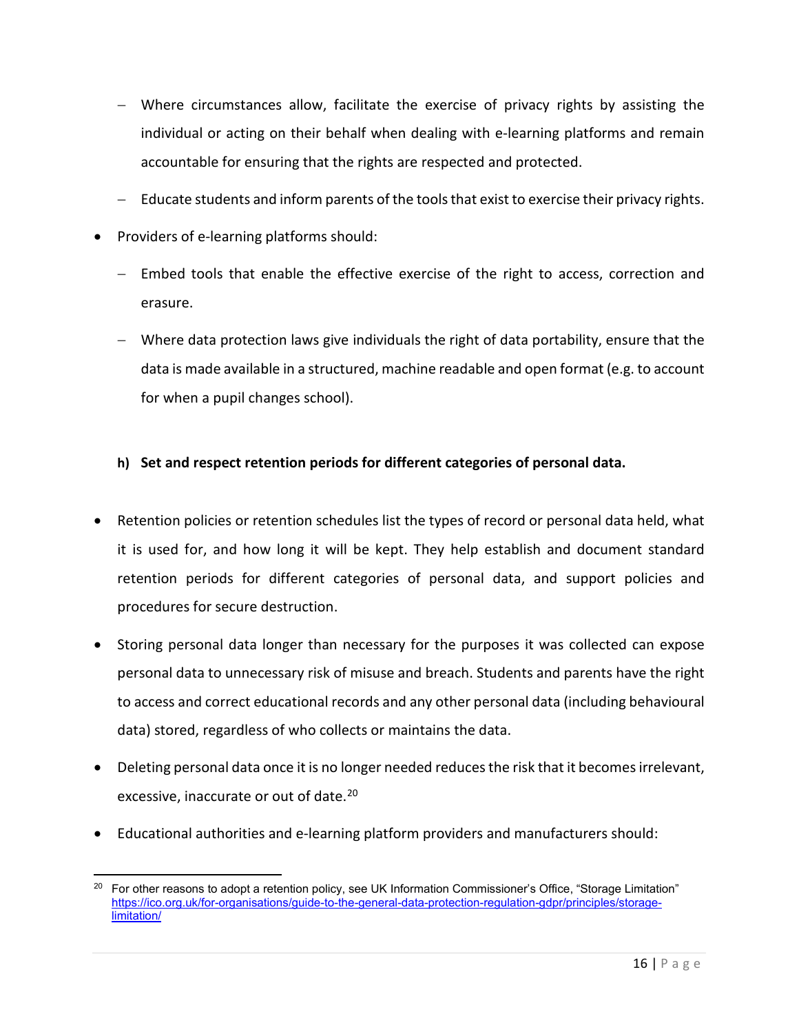- Where circumstances allow, facilitate the exercise of privacy rights by assisting the individual or acting on their behalf when dealing with e-learning platforms and remain accountable for ensuring that the rights are respected and protected.
- Educate students and inform parents of the tools that exist to exercise their privacy rights.

- Providers of e-learning platforms should:
  - Embed tools that enable the effective exercise of the right to access, correction and erasure.
  - Where data protection laws give individuals the right of data portability, ensure that the data is made available in a structured, machine readable and open format (e.g. to account for when a pupil changes school).

**h) Set and respect retention periods for different categories of personal data.**

- Retention policies or retention schedules list the types of record or personal data held, what it is used for, and how long it will be kept. They help establish and document standard retention periods for different categories of personal data, and support policies and procedures for secure destruction.
- Storing personal data longer than necessary for the purposes it was collected can expose personal data to unnecessary risk of misuse and breach. Students and parents have the right to access and correct educational records and any other personal data (including behavioural data) stored, regardless of who collects or maintains the data.
- Deleting personal data once it is no longer needed reduces the risk that it becomes irrelevant, excessive, inaccurate or out of date.[20]
- Educational authorities and e-learning platform providers and manufacturers should:

---

[20] For other reasons to adopt a retention policy, see UK Information Commissioner's Office, "Storage Limitation" https://ico.org.uk/for-organisations/guide-to-the-general-data-protection-regulation-gdpr/principles/storage-limitation/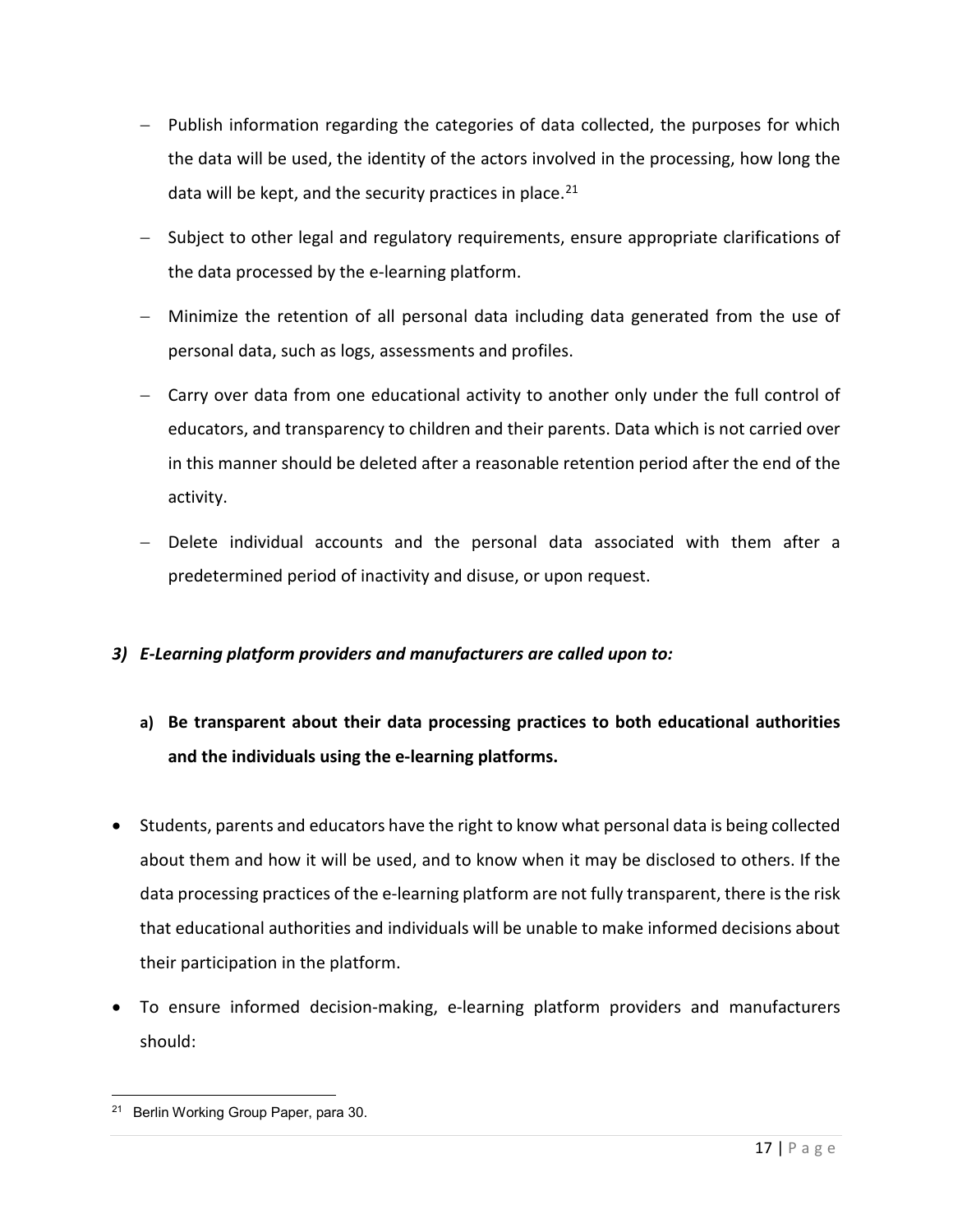- Publish information regarding the categories of data collected, the purposes for which the data will be used, the identity of the actors involved in the processing, how long the data will be kept, and the security practices in place.[21]
- Subject to other legal and regulatory requirements, ensure appropriate clarifications of the data processed by the e-learning platform.
- Minimize the retention of all personal data including data generated from the use of personal data, such as logs, assessments and profiles.
- Carry over data from one educational activity to another only under the full control of educators, and transparency to children and their parents. Data which is not carried over in this manner should be deleted after a reasonable retention period after the end of the activity.
- Delete individual accounts and the personal data associated with them after a predetermined period of inactivity and disuse, or upon request.

### ***3) E-Learning platform providers and manufacturers are called upon to:***

**a) Be transparent about their data processing practices to both educational authorities and the individuals using the e-learning platforms.**

- Students, parents and educators have the right to know what personal data is being collected about them and how it will be used, and to know when it may be disclosed to others. If the data processing practices of the e-learning platform are not fully transparent, there is the risk that educational authorities and individuals will be unable to make informed decisions about their participation in the platform.
- To ensure informed decision-making, e-learning platform providers and manufacturers should:

[21] Berlin Working Group Paper, para 30.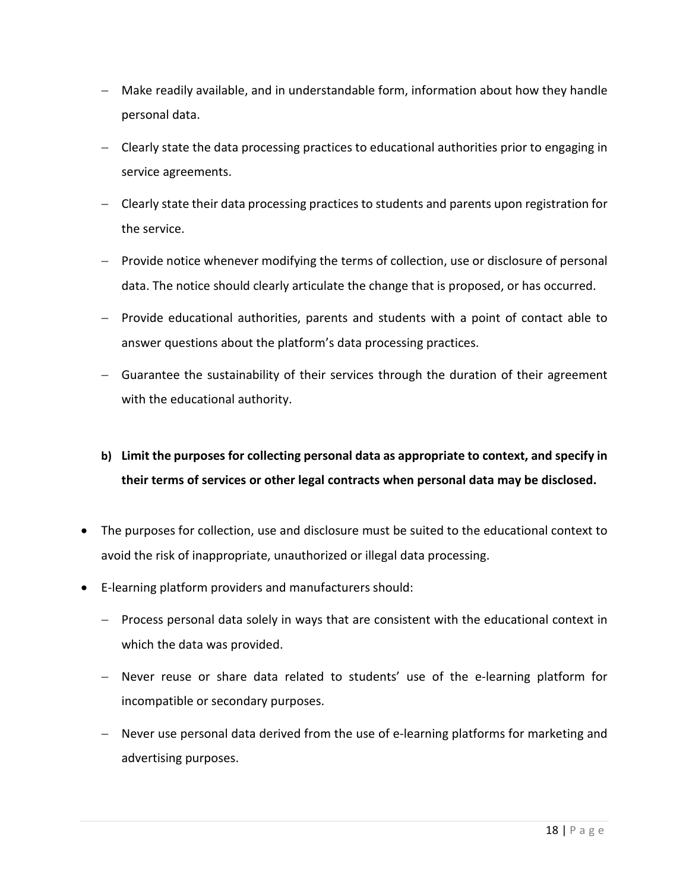- Make readily available, and in understandable form, information about how they handle personal data.
  - Clearly state the data processing practices to educational authorities prior to engaging in service agreements.
  - Clearly state their data processing practices to students and parents upon registration for the service.
  - Provide notice whenever modifying the terms of collection, use or disclosure of personal data. The notice should clearly articulate the change that is proposed, or has occurred.
  - Provide educational authorities, parents and students with a point of contact able to answer questions about the platform's data processing practices.
  - Guarantee the sustainability of their services through the duration of their agreement with the educational authority.

**b) Limit the purposes for collecting personal data as appropriate to context, and specify in their terms of services or other legal contracts when personal data may be disclosed.**

- The purposes for collection, use and disclosure must be suited to the educational context to avoid the risk of inappropriate, unauthorized or illegal data processing.
- E-learning platform providers and manufacturers should:
  - Process personal data solely in ways that are consistent with the educational context in which the data was provided.
  - Never reuse or share data related to students' use of the e-learning platform for incompatible or secondary purposes.
  - Never use personal data derived from the use of e-learning platforms for marketing and advertising purposes.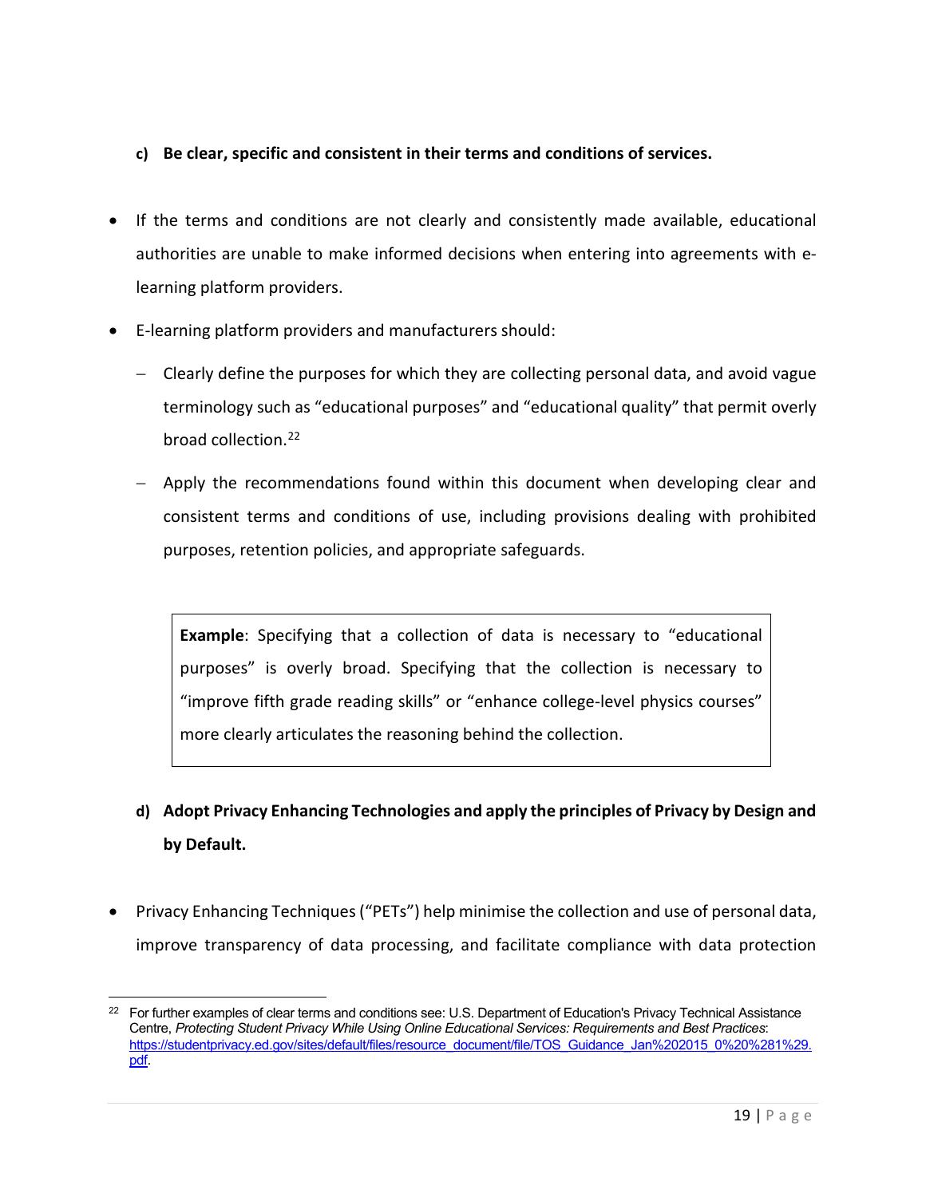**c) Be clear, specific and consistent in their terms and conditions of services.**

- If the terms and conditions are not clearly and consistently made available, educational authorities are unable to make informed decisions when entering into agreements with e-learning platform providers.
- E-learning platform providers and manufacturers should:
  - Clearly define the purposes for which they are collecting personal data, and avoid vague terminology such as "educational purposes" and "educational quality" that permit overly broad collection.[22]
  - Apply the recommendations found within this document when developing clear and consistent terms and conditions of use, including provisions dealing with prohibited purposes, retention policies, and appropriate safeguards.

> **Example**: Specifying that a collection of data is necessary to "educational purposes" is overly broad. Specifying that the collection is necessary to "improve fifth grade reading skills" or "enhance college-level physics courses" more clearly articulates the reasoning behind the collection.

**d) Adopt Privacy Enhancing Technologies and apply the principles of Privacy by Design and by Default.**

- Privacy Enhancing Techniques ("PETs") help minimise the collection and use of personal data, improve transparency of data processing, and facilitate compliance with data protection

---

[22] For further examples of clear terms and conditions see: U.S. Department of Education's Privacy Technical Assistance Centre, *Protecting Student Privacy While Using Online Educational Services: Requirements and Best Practices*: https://studentprivacy.ed.gov/sites/default/files/resource_document/file/TOS_Guidance_Jan%202015_0%20%281%29.pdf.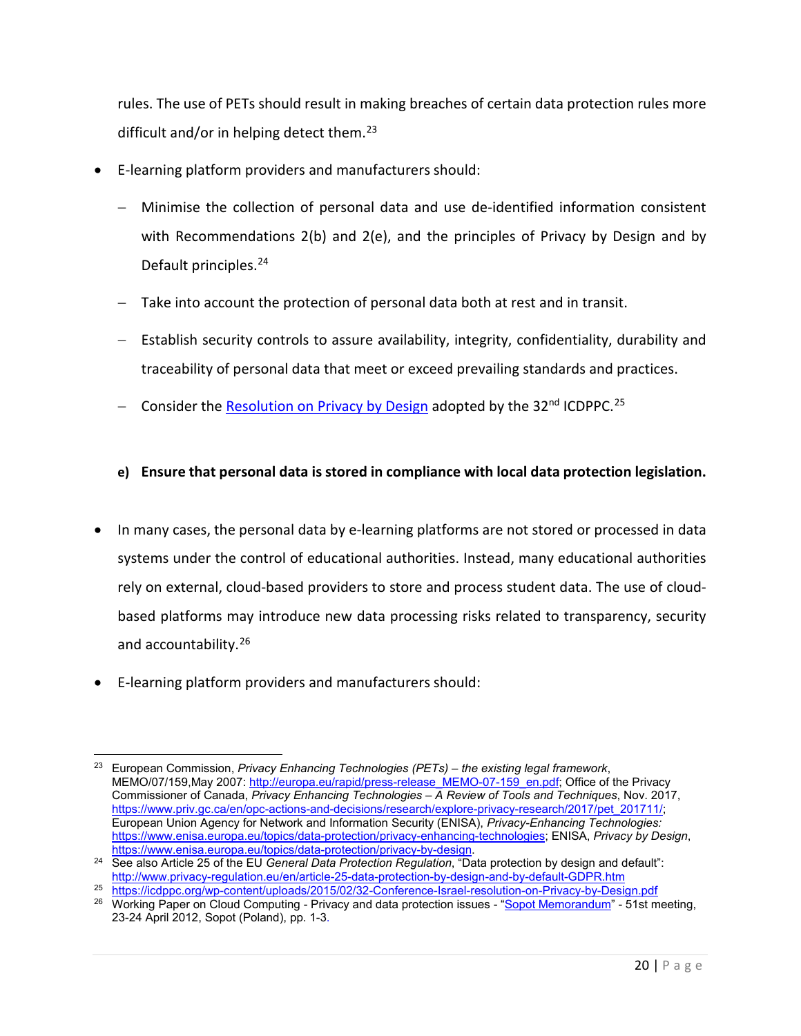rules. The use of PETs should result in making breaches of certain data protection rules more difficult and/or in helping detect them.[23]

- E-learning platform providers and manufacturers should:
  - Minimise the collection of personal data and use de-identified information consistent with Recommendations 2(b) and 2(e), and the principles of Privacy by Design and by Default principles.[24]
  - Take into account the protection of personal data both at rest and in transit.
  - Establish security controls to assure availability, integrity, confidentiality, durability and traceability of personal data that meet or exceed prevailing standards and practices.
  - Consider the Resolution on Privacy by Design adopted by the 32nd ICDPPC.[25]

**e) Ensure that personal data is stored in compliance with local data protection legislation.**

- In many cases, the personal data by e-learning platforms are not stored or processed in data systems under the control of educational authorities. Instead, many educational authorities rely on external, cloud-based providers to store and process student data. The use of cloud-based platforms may introduce new data processing risks related to transparency, security and accountability.[26]

- E-learning platform providers and manufacturers should:

---

[23] European Commission, *Privacy Enhancing Technologies (PETs) – the existing legal framework*, MEMO/07/159,May 2007: http://europa.eu/rapid/press-release_MEMO-07-159_en.pdf; Office of the Privacy Commissioner of Canada, *Privacy Enhancing Technologies – A Review of Tools and Techniques*, Nov. 2017, https://www.priv.gc.ca/en/opc-actions-and-decisions/research/explore-privacy-research/2017/pet_201711/; European Union Agency for Network and Information Security (ENISA), *Privacy-Enhancing Technologies:* https://www.enisa.europa.eu/topics/data-protection/privacy-enhancing-technologies; ENISA, *Privacy by Design*, https://www.enisa.europa.eu/topics/data-protection/privacy-by-design.

[24] See also Article 25 of the EU *General Data Protection Regulation*, "Data protection by design and default": http://www.privacy-regulation.eu/en/article-25-data-protection-by-design-and-by-default-GDPR.htm

[25] https://icdppc.org/wp-content/uploads/2015/02/32-Conference-Israel-resolution-on-Privacy-by-Design.pdf

[26] Working Paper on Cloud Computing - Privacy and data protection issues - "Sopot Memorandum" - 51st meeting, 23-24 April 2012, Sopot (Poland), pp. 1-3.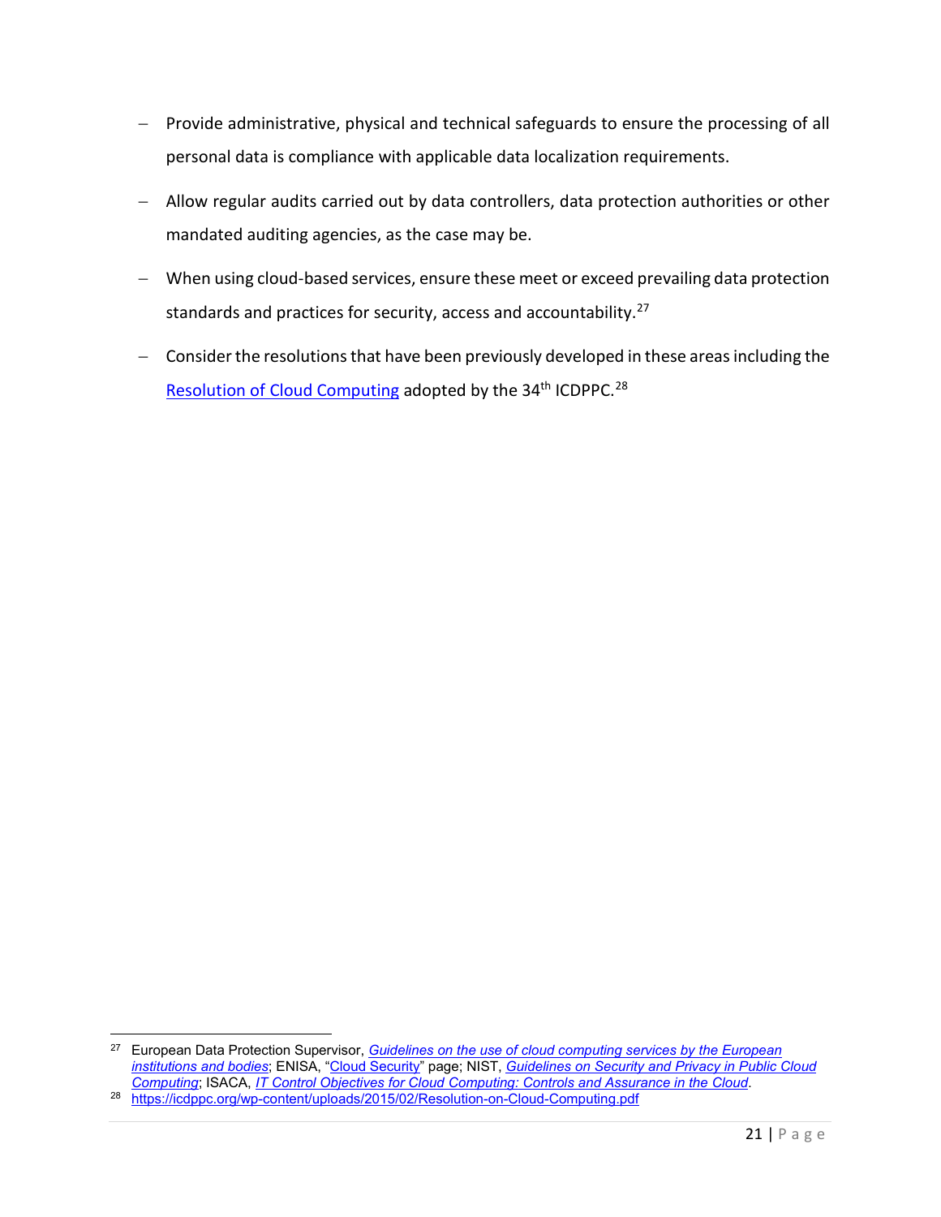- Provide administrative, physical and technical safeguards to ensure the processing of all personal data is compliance with applicable data localization requirements.
- Allow regular audits carried out by data controllers, data protection authorities or other mandated auditing agencies, as the case may be.
- When using cloud-based services, ensure these meet or exceed prevailing data protection standards and practices for security, access and accountability.[27]
- Consider the resolutions that have been previously developed in these areas including the Resolution of Cloud Computing adopted by the 34th ICDPPC.[28]

---

[27] European Data Protection Supervisor, *Guidelines on the use of cloud computing services by the European institutions and bodies*; ENISA, "Cloud Security" page; NIST, *Guidelines on Security and Privacy in Public Cloud Computing*; ISACA, *IT Control Objectives for Cloud Computing: Controls and Assurance in the Cloud*.

[28] https://icdppc.org/wp-content/uploads/2015/02/Resolution-on-Cloud-Computing.pdf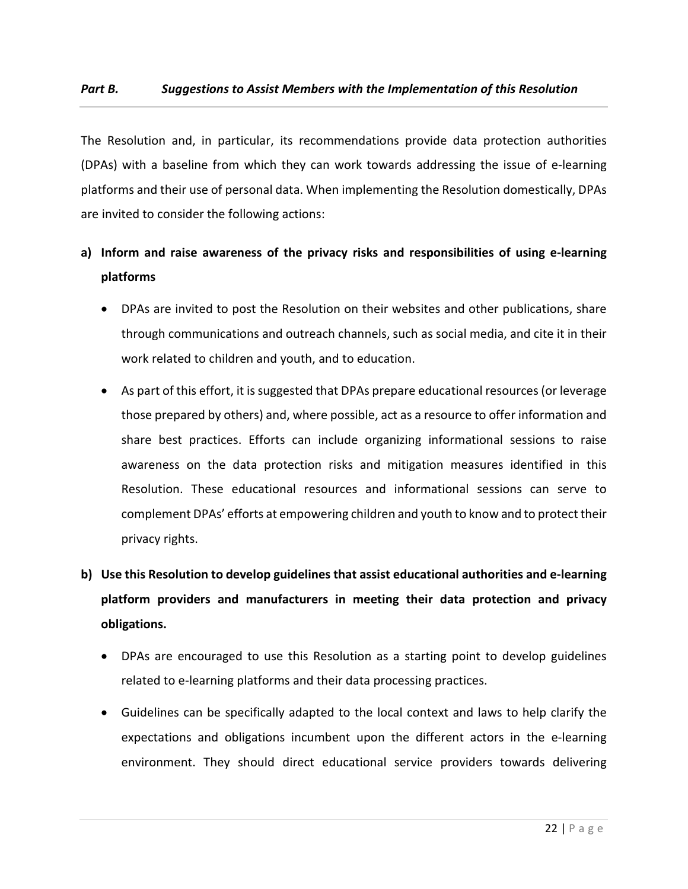### *Part B. Suggestions to Assist Members with the Implementation of this Resolution*

The Resolution and, in particular, its recommendations provide data protection authorities (DPAs) with a baseline from which they can work towards addressing the issue of e-learning platforms and their use of personal data. When implementing the Resolution domestically, DPAs are invited to consider the following actions:

**a) Inform and raise awareness of the privacy risks and responsibilities of using e-learning platforms**

- DPAs are invited to post the Resolution on their websites and other publications, share through communications and outreach channels, such as social media, and cite it in their work related to children and youth, and to education.
- As part of this effort, it is suggested that DPAs prepare educational resources (or leverage those prepared by others) and, where possible, act as a resource to offer information and share best practices. Efforts can include organizing informational sessions to raise awareness on the data protection risks and mitigation measures identified in this Resolution. These educational resources and informational sessions can serve to complement DPAs' efforts at empowering children and youth to know and to protect their privacy rights.

**b) Use this Resolution to develop guidelines that assist educational authorities and e-learning platform providers and manufacturers in meeting their data protection and privacy obligations.**

- DPAs are encouraged to use this Resolution as a starting point to develop guidelines related to e-learning platforms and their data processing practices.
- Guidelines can be specifically adapted to the local context and laws to help clarify the expectations and obligations incumbent upon the different actors in the e-learning environment. They should direct educational service providers towards delivering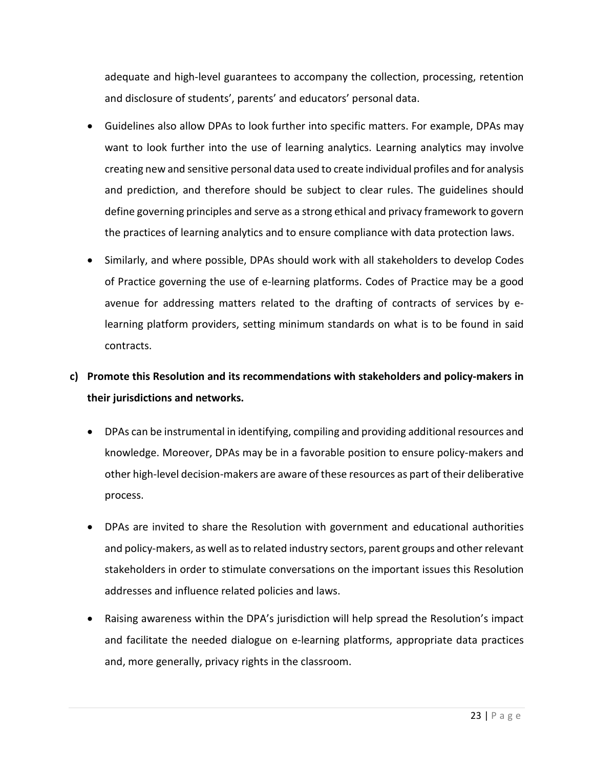adequate and high-level guarantees to accompany the collection, processing, retention and disclosure of students', parents' and educators' personal data.

- Guidelines also allow DPAs to look further into specific matters. For example, DPAs may want to look further into the use of learning analytics. Learning analytics may involve creating new and sensitive personal data used to create individual profiles and for analysis and prediction, and therefore should be subject to clear rules. The guidelines should define governing principles and serve as a strong ethical and privacy framework to govern the practices of learning analytics and to ensure compliance with data protection laws.
- Similarly, and where possible, DPAs should work with all stakeholders to develop Codes of Practice governing the use of e-learning platforms. Codes of Practice may be a good avenue for addressing matters related to the drafting of contracts of services by e-learning platform providers, setting minimum standards on what is to be found in said contracts.

**c) Promote this Resolution and its recommendations with stakeholders and policy-makers in their jurisdictions and networks.**

- DPAs can be instrumental in identifying, compiling and providing additional resources and knowledge. Moreover, DPAs may be in a favorable position to ensure policy-makers and other high-level decision-makers are aware of these resources as part of their deliberative process.
- DPAs are invited to share the Resolution with government and educational authorities and policy-makers, as well as to related industry sectors, parent groups and other relevant stakeholders in order to stimulate conversations on the important issues this Resolution addresses and influence related policies and laws.
- Raising awareness within the DPA's jurisdiction will help spread the Resolution's impact and facilitate the needed dialogue on e-learning platforms, appropriate data practices and, more generally, privacy rights in the classroom.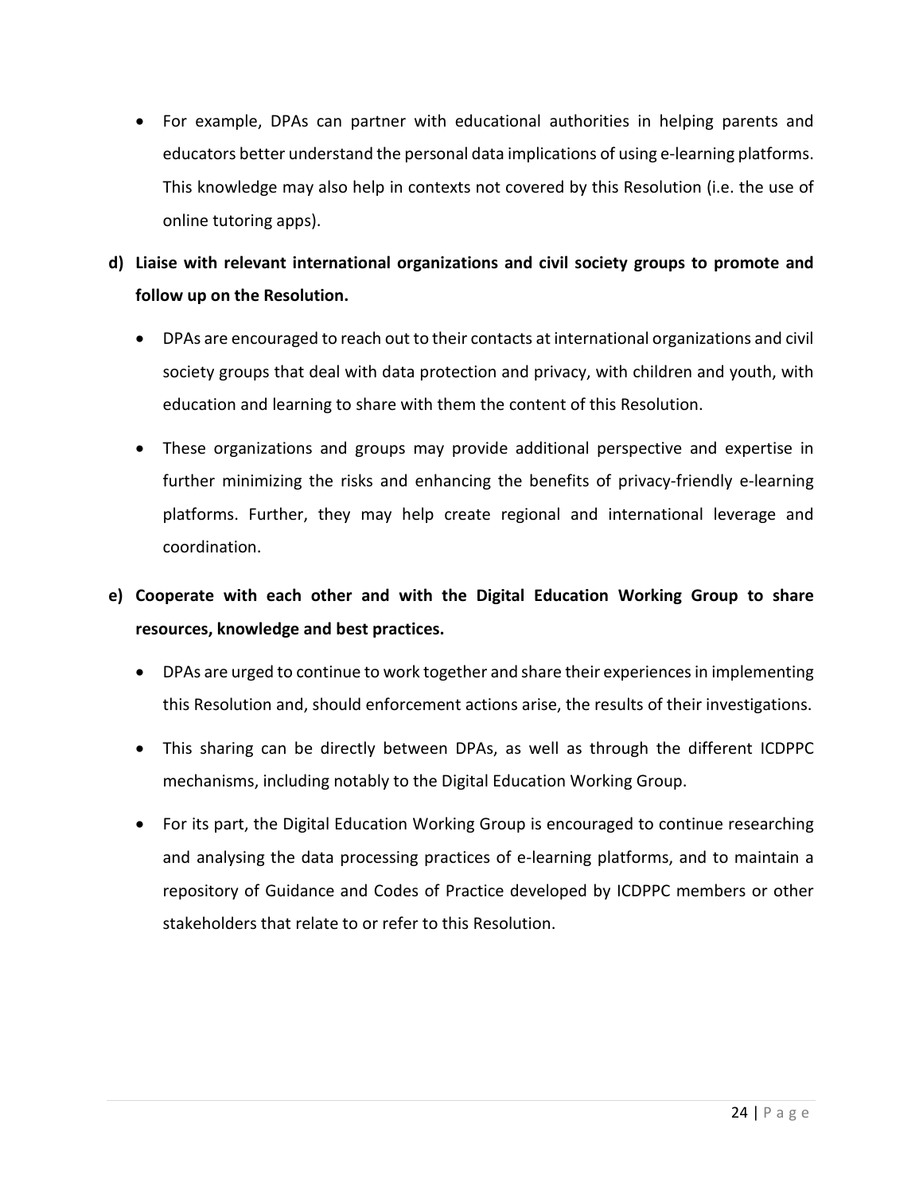- For example, DPAs can partner with educational authorities in helping parents and educators better understand the personal data implications of using e-learning platforms. This knowledge may also help in contexts not covered by this Resolution (i.e. the use of online tutoring apps).

**d) Liaise with relevant international organizations and civil society groups to promote and follow up on the Resolution.**

- DPAs are encouraged to reach out to their contacts at international organizations and civil society groups that deal with data protection and privacy, with children and youth, with education and learning to share with them the content of this Resolution.
- These organizations and groups may provide additional perspective and expertise in further minimizing the risks and enhancing the benefits of privacy-friendly e-learning platforms. Further, they may help create regional and international leverage and coordination.

**e) Cooperate with each other and with the Digital Education Working Group to share resources, knowledge and best practices.**

- DPAs are urged to continue to work together and share their experiences in implementing this Resolution and, should enforcement actions arise, the results of their investigations.
- This sharing can be directly between DPAs, as well as through the different ICDPPC mechanisms, including notably to the Digital Education Working Group.
- For its part, the Digital Education Working Group is encouraged to continue researching and analysing the data processing practices of e-learning platforms, and to maintain a repository of Guidance and Codes of Practice developed by ICDPPC members or other stakeholders that relate to or refer to this Resolution.